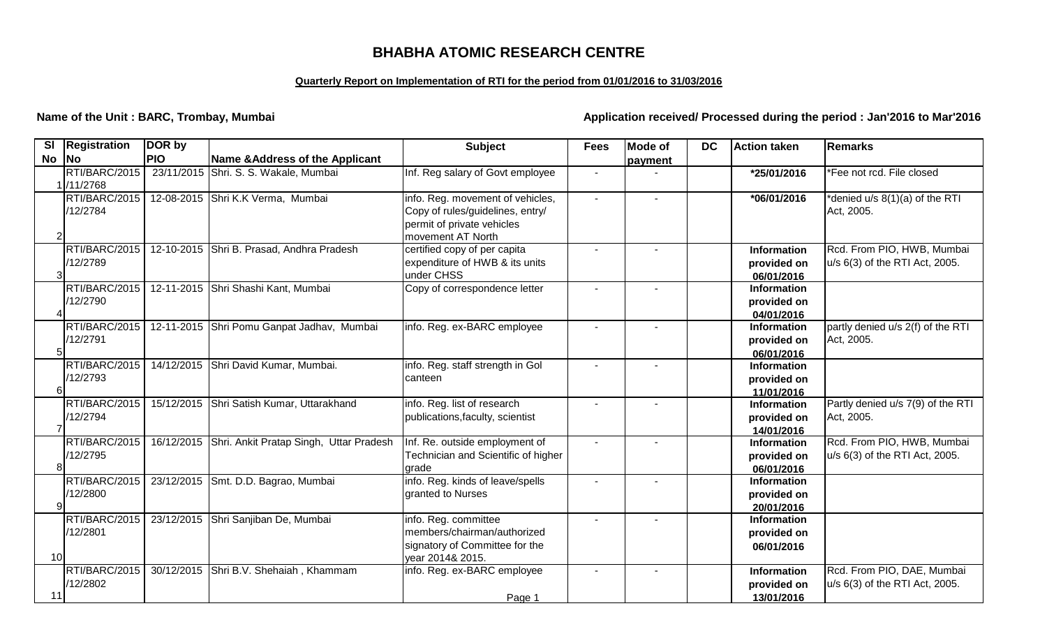# BHABHA ATOMIC RESEARCH CENTRE

**Quarterly Report on Implementation of RTI for the period from 01/01/2016 to 31/03/2016**

**Name of the Unit : BARC, Trombay, Mumbai** **Application received/ Processed during the period : Jan'2016 to Mar'2016**

| Sl No | Registration No | DOR by PIO | Name &Address of the Applicant | Subject | Fees | Mode of payment | DC | Action taken | Remarks |
|---|---|---|---|---|---|---|---|---|---|
| 1 | RTI/BARC/2015 /11/2768 | 23/11/2015 | Shri. S. S. Wakale, Mumbai | Inf. Reg salary of Govt employee | - | - | | *25/01/2016 | *Fee not rcd. File closed |
| 2 | RTI/BARC/2015 /12/2784 | 12-08-2015 | Shri K.K Verma, Mumbai | info. Reg. movement of vehicles, Copy of rules/guidelines, entry/ permit of private vehicles movement AT North | - | - | | *06/01/2016 | *denied u/s 8(1)(a) of the RTI Act, 2005. |
| 3 | RTI/BARC/2015 /12/2789 | 12-10-2015 | Shri B. Prasad, Andhra Pradesh | certified copy of per capita expenditure of HWB & its units under CHSS | - | - | | Information provided on 06/01/2016 | Rcd. From PIO, HWB, Mumbai u/s 6(3) of the RTI Act, 2005. |
| 4 | RTI/BARC/2015 /12/2790 | 12-11-2015 | Shri Shashi Kant, Mumbai | Copy of correspondence letter | - | - | | Information provided on 04/01/2016 | |
| 5 | RTI/BARC/2015 /12/2791 | 12-11-2015 | Shri Pomu Ganpat Jadhav, Mumbai | info. Reg. ex-BARC employee | - | - | | Information provided on 06/01/2016 | partly denied u/s 2(f) of the RTI Act, 2005. |
| 6 | RTI/BARC/2015 /12/2793 | 14/12/2015 | Shri David Kumar, Mumbai. | info. Reg. staff strength in GoI canteen | - | - | | Information provided on 11/01/2016 | |
| 7 | RTI/BARC/2015 /12/2794 | 15/12/2015 | Shri Satish Kumar, Uttarakhand | info. Reg. list of research publications,faculty, scientist | - | - | | Information provided on 14/01/2016 | Partly denied u/s 7(9) of the RTI Act, 2005. |
| 8 | RTI/BARC/2015 /12/2795 | 16/12/2015 | Shri. Ankit Pratap Singh, Uttar Pradesh | Inf. Re. outside employment of Technician and Scientific of higher grade | - | - | | Information provided on 06/01/2016 | Rcd. From PIO, HWB, Mumbai u/s 6(3) of the RTI Act, 2005. |
| 9 | RTI/BARC/2015 /12/2800 | 23/12/2015 | Smt. D.D. Bagrao, Mumbai | info. Reg. kinds of leave/spells granted to Nurses | - | - | | Information provided on 20/01/2016 | |
| 10 | RTI/BARC/2015 /12/2801 | 23/12/2015 | Shri Sanjiban De, Mumbai | info. Reg. committee members/chairman/authorized signatory of Committee for the year 2014& 2015. | - | - | | Information provided on 06/01/2016 | |
| 11 | RTI/BARC/2015 /12/2802 | 30/12/2015 | Shri B.V. Shehaiah , Khammam | info. Reg. ex-BARC employee | - | - | | Information provided on 13/01/2016 | Rcd. From PIO, DAE, Mumbai u/s 6(3) of the RTI Act, 2005. |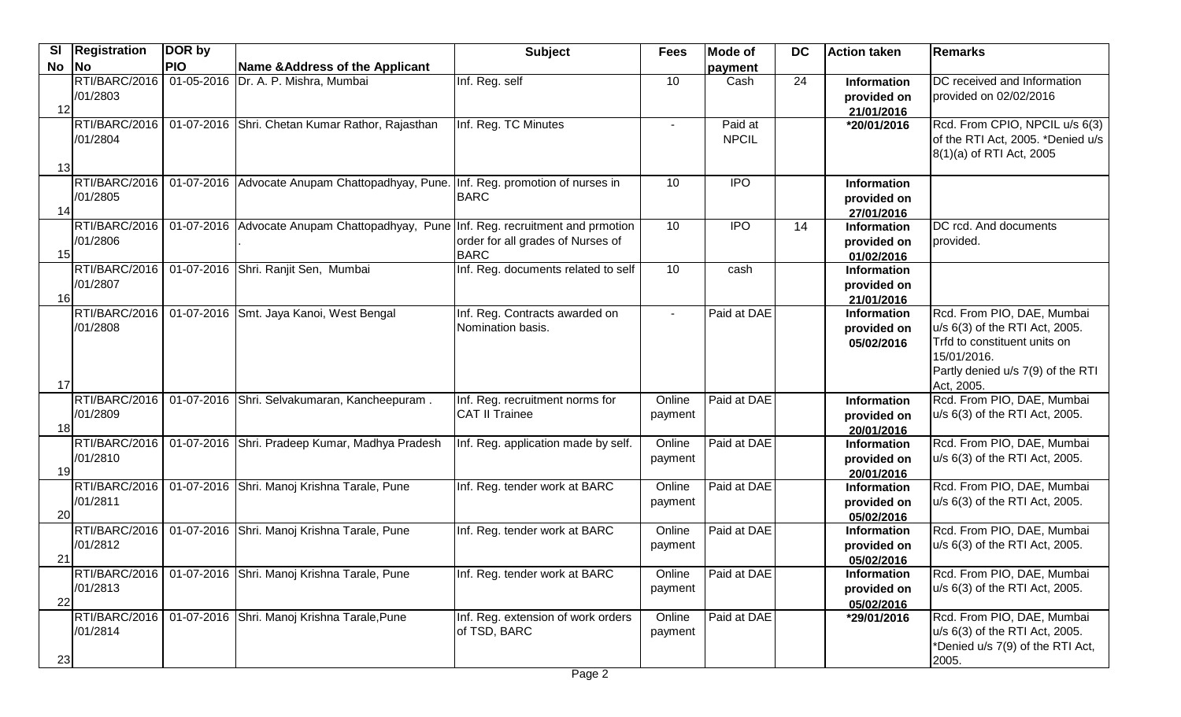| Sl No | Registration No | DOR by PIO | Name &Address of the Applicant | Subject | Fees | Mode of payment | DC | Action taken | Remarks |
|---|---|---|---|---|---|---|---|---|---|
| 12 | RTI/BARC/2016 /01/2803 | 01-05-2016 | Dr. A. P. Mishra, Mumbai | Inf. Reg. self | 10 | Cash | 24 | **Information provided on 21/01/2016** | DC received and Information provided on 02/02/2016 |
| 13 | RTI/BARC/2016 /01/2804 | 01-07-2016 | Shri. Chetan Kumar Rathor, Rajasthan | Inf. Reg. TC Minutes | - | Paid at NPCIL | | **\*20/01/2016** | Rcd. From CPIO, NPCIL u/s 6(3) of the RTI Act, 2005. \*Denied u/s 8(1)(a) of RTI Act, 2005 |
| 14 | RTI/BARC/2016 /01/2805 | 01-07-2016 | Advocate Anupam Chattopadhyay, Pune. | Inf. Reg. promotion of nurses in BARC | 10 | IPO | | **Information provided on 27/01/2016** | |
| 15 | RTI/BARC/2016 /01/2806 | 01-07-2016 | Advocate Anupam Chattopadhyay, Pune . | Inf. Reg. recruitment and prmotion order for all grades of Nurses of BARC | 10 | IPO | 14 | **Information provided on 01/02/2016** | DC rcd. And documents provided. |
| 16 | RTI/BARC/2016 /01/2807 | 01-07-2016 | Shri. Ranjit Sen, Mumbai | Inf. Reg. documents related to self | 10 | cash | | **Information provided on 21/01/2016** | |
| 17 | RTI/BARC/2016 /01/2808 | 01-07-2016 | Smt. Jaya Kanoi, West Bengal | Inf. Reg. Contracts awarded on Nomination basis. | - | Paid at DAE | | **Information provided on 05/02/2016** | Rcd. From PIO, DAE, Mumbai u/s 6(3) of the RTI Act, 2005. Trfd to constituent units on 15/01/2016. Partly denied u/s 7(9) of the RTI Act, 2005. |
| 18 | RTI/BARC/2016 /01/2809 | 01-07-2016 | Shri. Selvakumaran, Kancheepuram . | Inf. Reg. recruitment norms for CAT II Trainee | Online payment | Paid at DAE | | **Information provided on 20/01/2016** | Rcd. From PIO, DAE, Mumbai u/s 6(3) of the RTI Act, 2005. |
| 19 | RTI/BARC/2016 /01/2810 | 01-07-2016 | Shri. Pradeep Kumar, Madhya Pradesh | Inf. Reg. application made by self. | Online payment | Paid at DAE | | **Information provided on 20/01/2016** | Rcd. From PIO, DAE, Mumbai u/s 6(3) of the RTI Act, 2005. |
| 20 | RTI/BARC/2016 /01/2811 | 01-07-2016 | Shri. Manoj Krishna Tarale, Pune | Inf. Reg. tender work at BARC | Online payment | Paid at DAE | | **Information provided on 05/02/2016** | Rcd. From PIO, DAE, Mumbai u/s 6(3) of the RTI Act, 2005. |
| 21 | RTI/BARC/2016 /01/2812 | 01-07-2016 | Shri. Manoj Krishna Tarale, Pune | Inf. Reg. tender work at BARC | Online payment | Paid at DAE | | **Information provided on 05/02/2016** | Rcd. From PIO, DAE, Mumbai u/s 6(3) of the RTI Act, 2005. |
| 22 | RTI/BARC/2016 /01/2813 | 01-07-2016 | Shri. Manoj Krishna Tarale, Pune | Inf. Reg. tender work at BARC | Online payment | Paid at DAE | | **Information provided on 05/02/2016** | Rcd. From PIO, DAE, Mumbai u/s 6(3) of the RTI Act, 2005. |
| 23 | RTI/BARC/2016 /01/2814 | 01-07-2016 | Shri. Manoj Krishna Tarale,Pune | Inf. Reg. extension of work orders of TSD, BARC | Online payment | Paid at DAE | | **\*29/01/2016** | Rcd. From PIO, DAE, Mumbai u/s 6(3) of the RTI Act, 2005. \*Denied u/s 7(9) of the RTI Act, 2005. |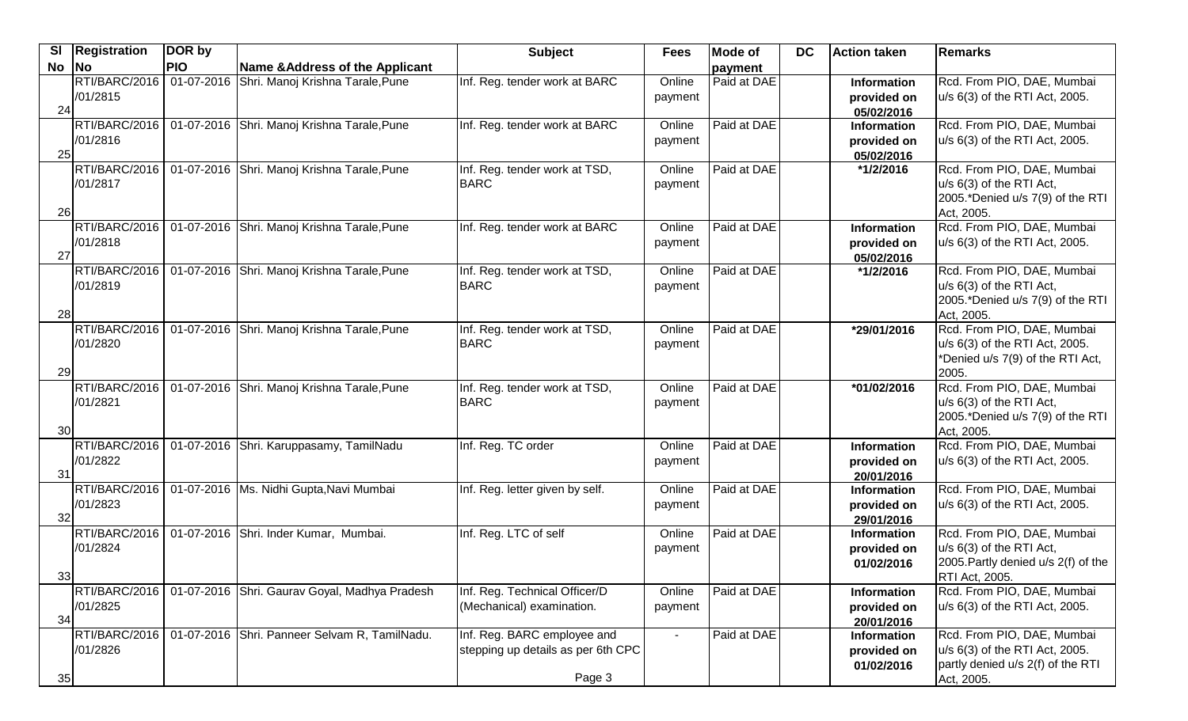| Sl No | Registration No | DOR by PIO | Name &Address of the Applicant | Subject | Fees | Mode of payment | DC | Action taken | Remarks |
|---|---|---|---|---|---|---|---|---|---|
| 24 | RTI/BARC/2016 /01/2815 | 01-07-2016 | Shri. Manoj Krishna Tarale,Pune | Inf. Reg. tender work at BARC | Online payment | Paid at DAE | | **Information provided on 05/02/2016** | Rcd. From PIO, DAE, Mumbai u/s 6(3) of the RTI Act, 2005. |
| 25 | RTI/BARC/2016 /01/2816 | 01-07-2016 | Shri. Manoj Krishna Tarale,Pune | Inf. Reg. tender work at BARC | Online payment | Paid at DAE | | **Information provided on 05/02/2016** | Rcd. From PIO, DAE, Mumbai u/s 6(3) of the RTI Act, 2005. |
| 26 | RTI/BARC/2016 /01/2817 | 01-07-2016 | Shri. Manoj Krishna Tarale,Pune | Inf. Reg. tender work at TSD, BARC | Online payment | Paid at DAE | | ***1/2/2016** | Rcd. From PIO, DAE, Mumbai u/s 6(3) of the RTI Act, 2005.*Denied u/s 7(9) of the RTI Act, 2005. |
| 27 | RTI/BARC/2016 /01/2818 | 01-07-2016 | Shri. Manoj Krishna Tarale,Pune | Inf. Reg. tender work at BARC | Online payment | Paid at DAE | | **Information provided on 05/02/2016** | Rcd. From PIO, DAE, Mumbai u/s 6(3) of the RTI Act, 2005. |
| 28 | RTI/BARC/2016 /01/2819 | 01-07-2016 | Shri. Manoj Krishna Tarale,Pune | Inf. Reg. tender work at TSD, BARC | Online payment | Paid at DAE | | ***1/2/2016** | Rcd. From PIO, DAE, Mumbai u/s 6(3) of the RTI Act, 2005.*Denied u/s 7(9) of the RTI Act, 2005. |
| 29 | RTI/BARC/2016 /01/2820 | 01-07-2016 | Shri. Manoj Krishna Tarale,Pune | Inf. Reg. tender work at TSD, BARC | Online payment | Paid at DAE | | ***29/01/2016** | Rcd. From PIO, DAE, Mumbai u/s 6(3) of the RTI Act, 2005. *Denied u/s 7(9) of the RTI Act, 2005. |
| 30 | RTI/BARC/2016 /01/2821 | 01-07-2016 | Shri. Manoj Krishna Tarale,Pune | Inf. Reg. tender work at TSD, BARC | Online payment | Paid at DAE | | ***01/02/2016** | Rcd. From PIO, DAE, Mumbai u/s 6(3) of the RTI Act, 2005.*Denied u/s 7(9) of the RTI Act, 2005. |
| 31 | RTI/BARC/2016 /01/2822 | 01-07-2016 | Shri. Karuppasamy, TamilNadu | Inf. Reg. TC order | Online payment | Paid at DAE | | **Information provided on 20/01/2016** | Rcd. From PIO, DAE, Mumbai u/s 6(3) of the RTI Act, 2005. |
| 32 | RTI/BARC/2016 /01/2823 | 01-07-2016 | Ms. Nidhi Gupta,Navi Mumbai | Inf. Reg. letter given by self. | Online payment | Paid at DAE | | **Information provided on 29/01/2016** | Rcd. From PIO, DAE, Mumbai u/s 6(3) of the RTI Act, 2005. |
| 33 | RTI/BARC/2016 /01/2824 | 01-07-2016 | Shri. Inder Kumar, Mumbai. | Inf. Reg. LTC of self | Online payment | Paid at DAE | | **Information provided on 01/02/2016** | Rcd. From PIO, DAE, Mumbai u/s 6(3) of the RTI Act, 2005.Partly denied u/s 2(f) of the RTI Act, 2005. |
| 34 | RTI/BARC/2016 /01/2825 | 01-07-2016 | Shri. Gaurav Goyal, Madhya Pradesh | Inf. Reg. Technical Officer/D (Mechanical) examination. | Online payment | Paid at DAE | | **Information provided on 20/01/2016** | Rcd. From PIO, DAE, Mumbai u/s 6(3) of the RTI Act, 2005. |
| 35 | RTI/BARC/2016 /01/2826 | 01-07-2016 | Shri. Panneer Selvam R, TamilNadu. | Inf. Reg. BARC employee and stepping up details as per 6th CPC | - | Paid at DAE | | **Information provided on 01/02/2016** | Rcd. From PIO, DAE, Mumbai u/s 6(3) of the RTI Act, 2005. partly denied u/s 2(f) of the RTI Act, 2005. |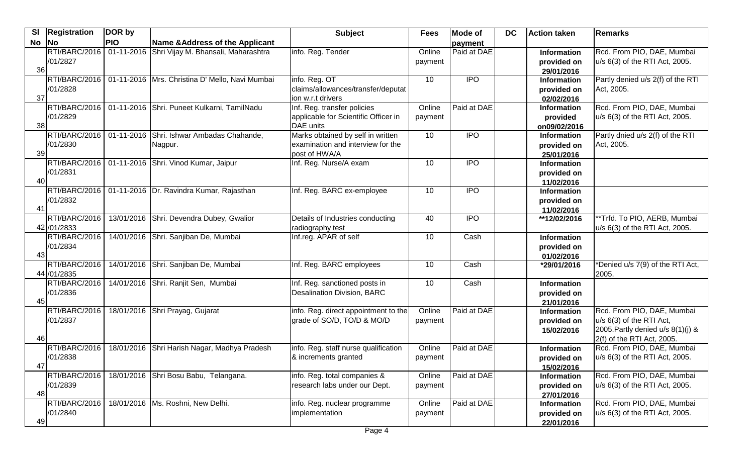| Sl No | Registration No | DOR by PIO | Name &Address of the Applicant | Subject | Fees | Mode of payment | DC | Action taken | Remarks |
|---|---|---|---|---|---|---|---|---|---|
| 36 | RTI/BARC/2016 /01/2827 | 01-11-2016 | Shri Vijay M. Bhansali, Maharashtra | info. Reg. Tender | Online payment | Paid at DAE | | Information provided on 29/01/2016 | Rcd. From PIO, DAE, Mumbai u/s 6(3) of the RTI Act, 2005. |
| 37 | RTI/BARC/2016 /01/2828 | 01-11-2016 | Mrs. Christina D' Mello, Navi Mumbai | info. Reg. OT claims/allowances/transfer/deputation w.r.t drivers | 10 | IPO | | Information provided on 02/02/2016 | Partly denied u/s 2(f) of the RTI Act, 2005. |
| 38 | RTI/BARC/2016 /01/2829 | 01-11-2016 | Shri. Puneet Kulkarni, TamilNadu | Inf. Reg. transfer policies applicable for Scientific Officer in DAE units | Online payment | Paid at DAE | | Information provided on09/02/2016 | Rcd. From PIO, DAE, Mumbai u/s 6(3) of the RTI Act, 2005. |
| 39 | RTI/BARC/2016 /01/2830 | 01-11-2016 | Shri. Ishwar Ambadas Chahande, Nagpur. | Marks obtained by self in written examination and interview for the post of HWA/A | 10 | IPO | | Information provided on 25/01/2016 | Partly dnied u/s 2(f) of the RTI Act, 2005. |
| 40 | RTI/BARC/2016 /01/2831 | 01-11-2016 | Shri. Vinod Kumar, Jaipur | Inf. Reg. Nurse/A exam | 10 | IPO | | Information provided on 11/02/2016 | |
| 41 | RTI/BARC/2016 /01/2832 | 01-11-2016 | Dr. Ravindra Kumar, Rajasthan | Inf. Reg. BARC ex-employee | 10 | IPO | | Information provided on 11/02/2016 | |
| 42 | RTI/BARC/2016 /01/2833 | 13/01/2016 | Shri. Devendra Dubey, Gwalior | Details of Industries conducting radiography test | 40 | IPO | | **12/02/2016 | **Trfd. To PIO, AERB, Mumbai u/s 6(3) of the RTI Act, 2005. |
| 43 | RTI/BARC/2016 /01/2834 | 14/01/2016 | Shri. Sanjiban De, Mumbai | Inf.reg. APAR of self | 10 | Cash | | Information provided on 01/02/2016 | |
| 44 | RTI/BARC/2016 /01/2835 | 14/01/2016 | Shri. Sanjiban De, Mumbai | Inf. Reg. BARC employees | 10 | Cash | | *29/01/2016 | *Denied u/s 7(9) of the RTI Act, 2005. |
| 45 | RTI/BARC/2016 /01/2836 | 14/01/2016 | Shri. Ranjit Sen, Mumbai | Inf. Reg. sanctioned posts in Desalination Division, BARC | 10 | Cash | | Information provided on 21/01/2016 | |
| 46 | RTI/BARC/2016 /01/2837 | 18/01/2016 | Shri Prayag, Gujarat | info. Reg. direct appointment to the grade of SO/D, TO/D & MO/D | Online payment | Paid at DAE | | Information provided on 15/02/2016 | Rcd. From PIO, DAE, Mumbai u/s 6(3) of the RTI Act, 2005.Partly denied u/s 8(1)(j) & 2(f) of the RTI Act, 2005. |
| 47 | RTI/BARC/2016 /01/2838 | 18/01/2016 | Shri Harish Nagar, Madhya Pradesh | info. Reg. staff nurse qualification & increments granted | Online payment | Paid at DAE | | Information provided on 15/02/2016 | Rcd. From PIO, DAE, Mumbai u/s 6(3) of the RTI Act, 2005. |
| 48 | RTI/BARC/2016 /01/2839 | 18/01/2016 | Shri Bosu Babu, Telangana. | info. Reg. total companies & research labs under our Dept. | Online payment | Paid at DAE | | Information provided on 27/01/2016 | Rcd. From PIO, DAE, Mumbai u/s 6(3) of the RTI Act, 2005. |
| 49 | RTI/BARC/2016 /01/2840 | 18/01/2016 | Ms. Roshni, New Delhi. | info. Reg. nuclear programme implementation | Online payment | Paid at DAE | | Information provided on 22/01/2016 | Rcd. From PIO, DAE, Mumbai u/s 6(3) of the RTI Act, 2005. |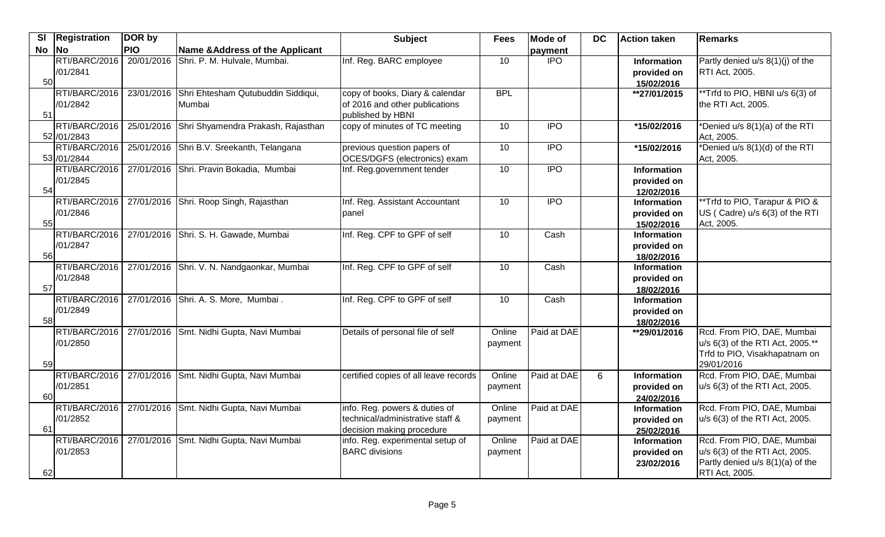| Sl No | Registration No | DOR by PIO | Name &Address of the Applicant | Subject | Fees | Mode of payment | DC | Action taken | Remarks |
|---|---|---|---|---|---|---|---|---|---|
| 50 | RTI/BARC/2016 /01/2841 | 20/01/2016 | Shri. P. M. Hulvale, Mumbai. | Inf. Reg. BARC employee | 10 | IPO | | **Information provided on 15/02/2016** | Partly denied u/s 8(1)(j) of the RTI Act, 2005. |
| 51 | RTI/BARC/2016 /01/2842 | 23/01/2016 | Shri Ehtesham Qutubuddin Siddiqui, Mumbai | copy of books, Diary & calendar of 2016 and other publications published by HBNI | BPL | | | **\*\*27/01/2015** | \*\*Trfd to PIO, HBNI u/s 6(3) of the RTI Act, 2005. |
| 52 | RTI/BARC/2016 /01/2843 | 25/01/2016 | Shri Shyamendra Prakash, Rajasthan | copy of minutes of TC meeting | 10 | IPO | | **\*15/02/2016** | \*Denied u/s 8(1)(a) of the RTI Act, 2005. |
| 53 | RTI/BARC/2016 /01/2844 | 25/01/2016 | Shri B.V. Sreekanth, Telangana | previous question papers of OCES/DGFS (electronics) exam | 10 | IPO | | **\*15/02/2016** | \*Denied u/s 8(1)(d) of the RTI Act, 2005. |
| 54 | RTI/BARC/2016 /01/2845 | 27/01/2016 | Shri. Pravin Bokadia, Mumbai | Inf. Reg.government tender | 10 | IPO | | **Information provided on 12/02/2016** | |
| 55 | RTI/BARC/2016 /01/2846 | 27/01/2016 | Shri. Roop Singh, Rajasthan | Inf. Reg. Assistant Accountant panel | 10 | IPO | | **Information provided on 15/02/2016** | \*\*Trfd to PIO, Tarapur & PIO & US ( Cadre) u/s 6(3) of the RTI Act, 2005. |
| 56 | RTI/BARC/2016 /01/2847 | 27/01/2016 | Shri. S. H. Gawade, Mumbai | Inf. Reg. CPF to GPF of self | 10 | Cash | | **Information provided on 18/02/2016** | |
| 57 | RTI/BARC/2016 /01/2848 | 27/01/2016 | Shri. V. N. Nandgaonkar, Mumbai | Inf. Reg. CPF to GPF of self | 10 | Cash | | **Information provided on 18/02/2016** | |
| 58 | RTI/BARC/2016 /01/2849 | 27/01/2016 | Shri. A. S. More, Mumbai . | Inf. Reg. CPF to GPF of self | 10 | Cash | | **Information provided on 18/02/2016** | |
| 59 | RTI/BARC/2016 /01/2850 | 27/01/2016 | Smt. Nidhi Gupta, Navi Mumbai | Details of personal file of self | Online payment | Paid at DAE | | **\*\*29/01/2016** | Rcd. From PIO, DAE, Mumbai u/s 6(3) of the RTI Act, 2005.\*\* Trfd to PIO, Visakhapatnam on 29/01/2016 |
| 60 | RTI/BARC/2016 /01/2851 | 27/01/2016 | Smt. Nidhi Gupta, Navi Mumbai | certified copies of all leave records | Online payment | Paid at DAE | 6 | **Information provided on 24/02/2016** | Rcd. From PIO, DAE, Mumbai u/s 6(3) of the RTI Act, 2005. |
| 61 | RTI/BARC/2016 /01/2852 | 27/01/2016 | Smt. Nidhi Gupta, Navi Mumbai | info. Reg. powers & duties of technical/administrative staff & decision making procedure | Online payment | Paid at DAE | | **Information provided on 25/02/2016** | Rcd. From PIO, DAE, Mumbai u/s 6(3) of the RTI Act, 2005. |
| 62 | RTI/BARC/2016 /01/2853 | 27/01/2016 | Smt. Nidhi Gupta, Navi Mumbai | info. Reg. experimental setup of BARC divisions | Online payment | Paid at DAE | | **Information provided on 23/02/2016** | Rcd. From PIO, DAE, Mumbai u/s 6(3) of the RTI Act, 2005. Partly denied u/s 8(1)(a) of the RTI Act, 2005. |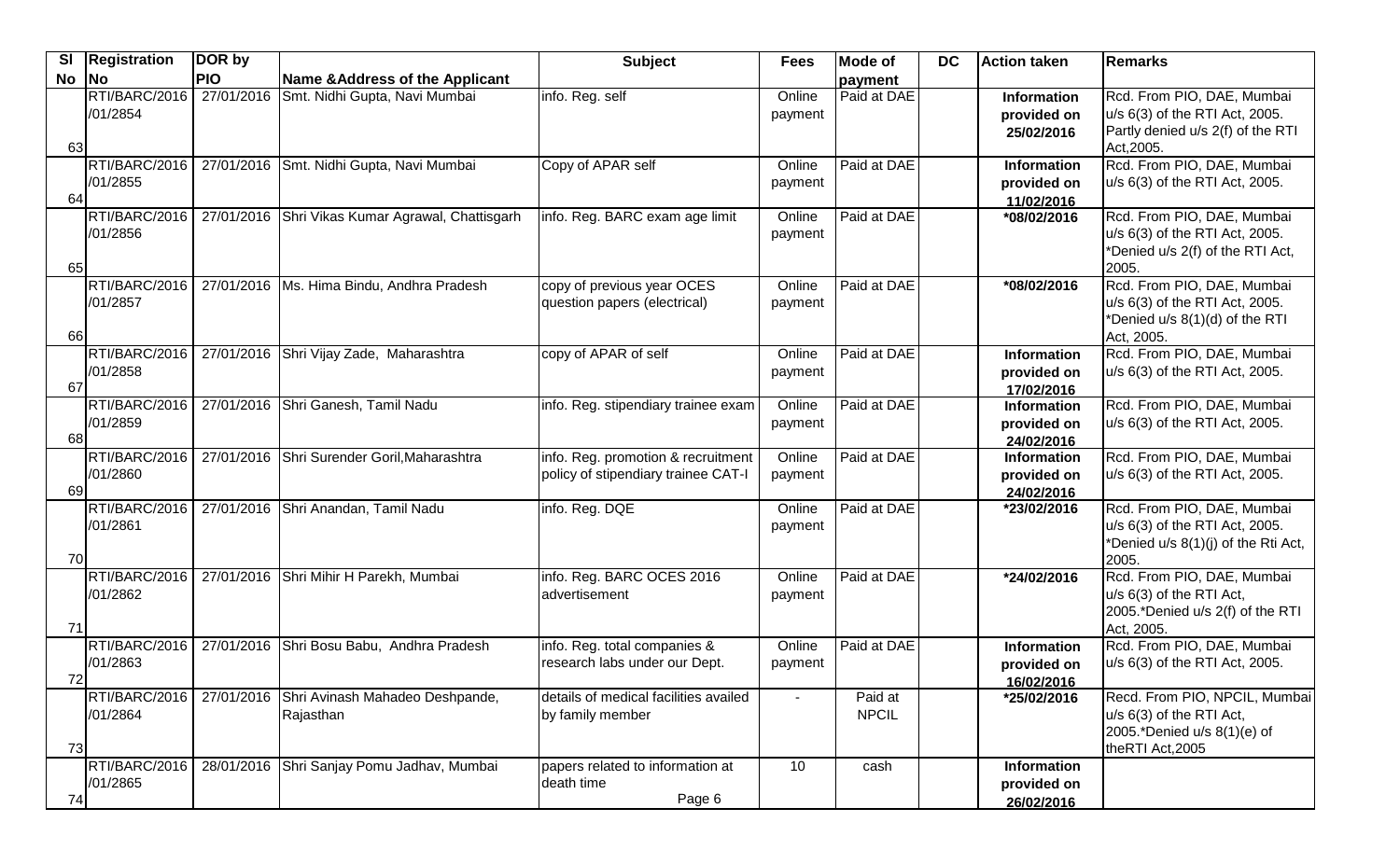| Sl No | Registration No | DOR by PIO | Name &Address of the Applicant | Subject | Fees | Mode of payment | DC | Action taken | Remarks |
|---|---|---|---|---|---|---|---|---|---|
| 63 | RTI/BARC/2016 /01/2854 | 27/01/2016 | Smt. Nidhi Gupta, Navi Mumbai | info. Reg. self | Online payment | Paid at DAE | | **Information provided on 25/02/2016** | Rcd. From PIO, DAE, Mumbai u/s 6(3) of the RTI Act, 2005. Partly denied u/s 2(f) of the RTI Act,2005. |
| 64 | RTI/BARC/2016 /01/2855 | 27/01/2016 | Smt. Nidhi Gupta, Navi Mumbai | Copy of APAR self | Online payment | Paid at DAE | | **Information provided on 11/02/2016** | Rcd. From PIO, DAE, Mumbai u/s 6(3) of the RTI Act, 2005. |
| 65 | RTI/BARC/2016 /01/2856 | 27/01/2016 | Shri Vikas Kumar Agrawal, Chattisgarh | info. Reg. BARC exam age limit | Online payment | Paid at DAE | | **\*08/02/2016** | Rcd. From PIO, DAE, Mumbai u/s 6(3) of the RTI Act, 2005. *Denied u/s 2(f) of the RTI Act, 2005. |
| 66 | RTI/BARC/2016 /01/2857 | 27/01/2016 | Ms. Hima Bindu, Andhra Pradesh | copy of previous year OCES question papers (electrical) | Online payment | Paid at DAE | | **\*08/02/2016** | Rcd. From PIO, DAE, Mumbai u/s 6(3) of the RTI Act, 2005. *Denied u/s 8(1)(d) of the RTI Act, 2005. |
| 67 | RTI/BARC/2016 /01/2858 | 27/01/2016 | Shri Vijay Zade, Maharashtra | copy of APAR of self | Online payment | Paid at DAE | | **Information provided on 17/02/2016** | Rcd. From PIO, DAE, Mumbai u/s 6(3) of the RTI Act, 2005. |
| 68 | RTI/BARC/2016 /01/2859 | 27/01/2016 | Shri Ganesh, Tamil Nadu | info. Reg. stipendiary trainee exam | Online payment | Paid at DAE | | **Information provided on 24/02/2016** | Rcd. From PIO, DAE, Mumbai u/s 6(3) of the RTI Act, 2005. |
| 69 | RTI/BARC/2016 /01/2860 | 27/01/2016 | Shri Surender Goril,Maharashtra | info. Reg. promotion & recruitment policy of stipendiary trainee CAT-I | Online payment | Paid at DAE | | **Information provided on 24/02/2016** | Rcd. From PIO, DAE, Mumbai u/s 6(3) of the RTI Act, 2005. |
| 70 | RTI/BARC/2016 /01/2861 | 27/01/2016 | Shri Anandan, Tamil Nadu | info. Reg. DQE | Online payment | Paid at DAE | | **\*23/02/2016** | Rcd. From PIO, DAE, Mumbai u/s 6(3) of the RTI Act, 2005. *Denied u/s 8(1)(j) of the Rti Act, 2005. |
| 71 | RTI/BARC/2016 /01/2862 | 27/01/2016 | Shri Mihir H Parekh, Mumbai | info. Reg. BARC OCES 2016 advertisement | Online payment | Paid at DAE | | **\*24/02/2016** | Rcd. From PIO, DAE, Mumbai u/s 6(3) of the RTI Act, 2005.*Denied u/s 2(f) of the RTI Act, 2005. |
| 72 | RTI/BARC/2016 /01/2863 | 27/01/2016 | Shri Bosu Babu, Andhra Pradesh | info. Reg. total companies & research labs under our Dept. | Online payment | Paid at DAE | | **Information provided on 16/02/2016** | Rcd. From PIO, DAE, Mumbai u/s 6(3) of the RTI Act, 2005. |
| 73 | RTI/BARC/2016 /01/2864 | 27/01/2016 | Shri Avinash Mahadeo Deshpande, Rajasthan | details of medical facilities availed by family member | - | Paid at NPCIL | | **\*25/02/2016** | Recd. From PIO, NPCIL, Mumbai u/s 6(3) of the RTI Act, 2005.*Denied u/s 8(1)(e) of theRTI Act,2005 |
| 74 | RTI/BARC/2016 /01/2865 | 28/01/2016 | Shri Sanjay Pomu Jadhav, Mumbai | papers related to information at death time | 10 | cash | | **Information provided on 26/02/2016** | |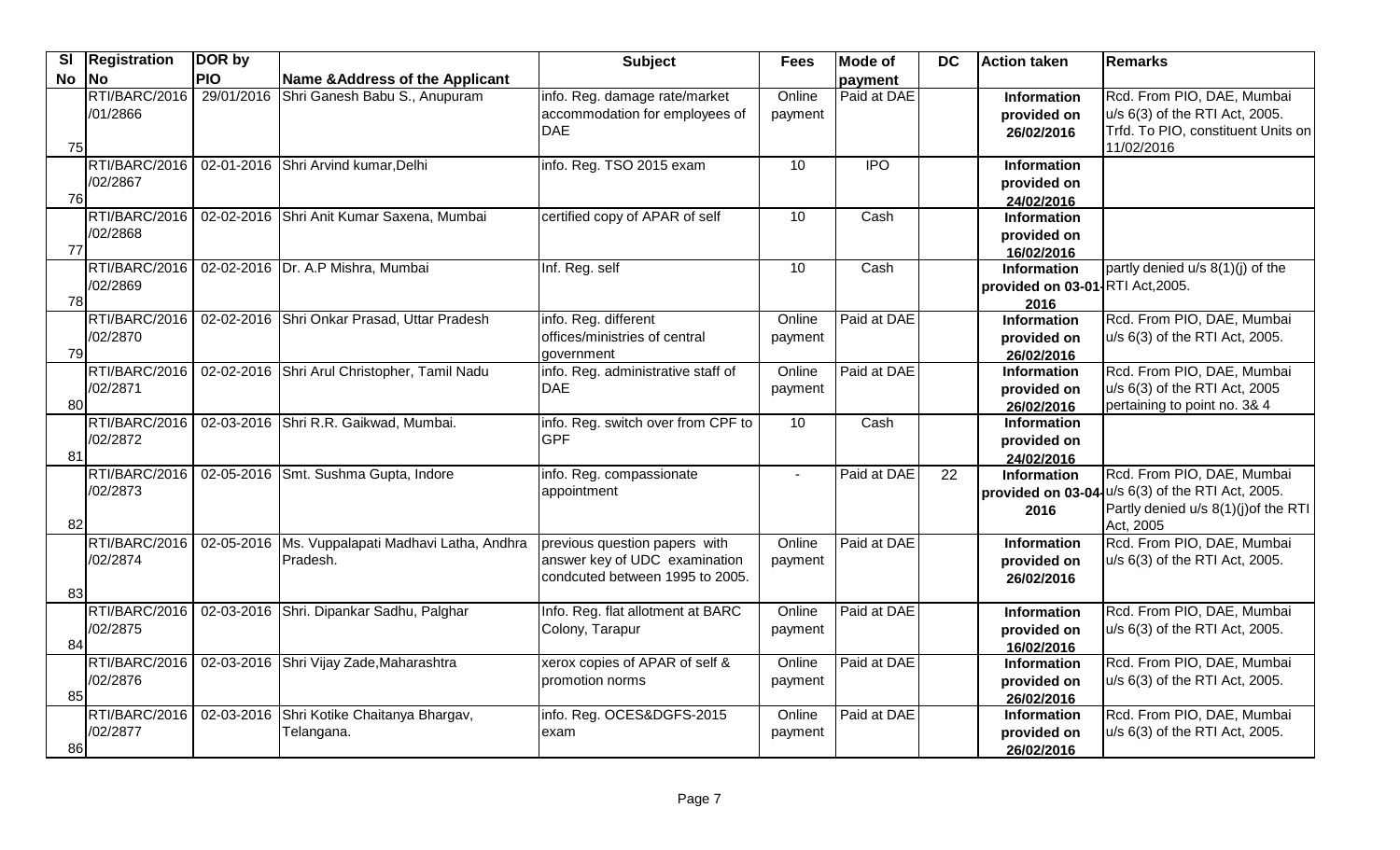| Sl No | Registration No | DOR by PIO | Name &Address of the Applicant | Subject | Fees | Mode of payment | DC | Action taken | Remarks |
|---|---|---|---|---|---|---|---|---|---|
| 75 | RTI/BARC/2016 /01/2866 | 29/01/2016 | Shri Ganesh Babu S., Anupuram | info. Reg. damage rate/market accommodation for employees of DAE | Online payment | Paid at DAE | | **Information provided on 26/02/2016** | Rcd. From PIO, DAE, Mumbai u/s 6(3) of the RTI Act, 2005. Trfd. To PIO, constituent Units on 11/02/2016 |
| 76 | RTI/BARC/2016 /02/2867 | 02-01-2016 | Shri Arvind kumar,Delhi | info. Reg. TSO 2015 exam | 10 | IPO | | **Information provided on 24/02/2016** | |
| 77 | RTI/BARC/2016 /02/2868 | 02-02-2016 | Shri Anit Kumar Saxena, Mumbai | certified copy of APAR of self | 10 | Cash | | **Information provided on 16/02/2016** | |
| 78 | RTI/BARC/2016 /02/2869 | 02-02-2016 | Dr. A.P Mishra, Mumbai | Inf. Reg. self | 10 | Cash | | **Information provided on 03-01-2016** | partly denied u/s 8(1)(j) of the RTI Act,2005. |
| 79 | RTI/BARC/2016 /02/2870 | 02-02-2016 | Shri Onkar Prasad, Uttar Pradesh | info. Reg. different offices/ministries of central government | Online payment | Paid at DAE | | **Information provided on 26/02/2016** | Rcd. From PIO, DAE, Mumbai u/s 6(3) of the RTI Act, 2005. |
| 80 | RTI/BARC/2016 /02/2871 | 02-02-2016 | Shri Arul Christopher, Tamil Nadu | info. Reg. administrative staff of DAE | Online payment | Paid at DAE | | **Information provided on 26/02/2016** | Rcd. From PIO, DAE, Mumbai u/s 6(3) of the RTI Act, 2005 pertaining to point no. 3& 4 |
| 81 | RTI/BARC/2016 /02/2872 | 02-03-2016 | Shri R.R. Gaikwad, Mumbai. | info. Reg. switch over from CPF to GPF | 10 | Cash | | **Information provided on 24/02/2016** | |
| 82 | RTI/BARC/2016 /02/2873 | 02-05-2016 | Smt. Sushma Gupta, Indore | info. Reg. compassionate appointment | - | Paid at DAE | 22 | **Information provided on 03-04-2016** | Rcd. From PIO, DAE, Mumbai u/s 6(3) of the RTI Act, 2005. Partly denied u/s 8(1)(j)of the RTI Act, 2005 |
| 83 | RTI/BARC/2016 /02/2874 | 02-05-2016 | Ms. Vuppalapati Madhavi Latha, Andhra Pradesh. | previous question papers with answer key of UDC examination condcuted between 1995 to 2005. | Online payment | Paid at DAE | | **Information provided on 26/02/2016** | Rcd. From PIO, DAE, Mumbai u/s 6(3) of the RTI Act, 2005. |
| 84 | RTI/BARC/2016 /02/2875 | 02-03-2016 | Shri. Dipankar Sadhu, Palghar | Info. Reg. flat allotment at BARC Colony, Tarapur | Online payment | Paid at DAE | | **Information provided on 16/02/2016** | Rcd. From PIO, DAE, Mumbai u/s 6(3) of the RTI Act, 2005. |
| 85 | RTI/BARC/2016 /02/2876 | 02-03-2016 | Shri Vijay Zade,Maharashtra | xerox copies of APAR of self & promotion norms | Online payment | Paid at DAE | | **Information provided on 26/02/2016** | Rcd. From PIO, DAE, Mumbai u/s 6(3) of the RTI Act, 2005. |
| 86 | RTI/BARC/2016 /02/2877 | 02-03-2016 | Shri Kotike Chaitanya Bhargav, Telangana. | info. Reg. OCES&DGFS-2015 exam | Online payment | Paid at DAE | | **Information provided on 26/02/2016** | Rcd. From PIO, DAE, Mumbai u/s 6(3) of the RTI Act, 2005. |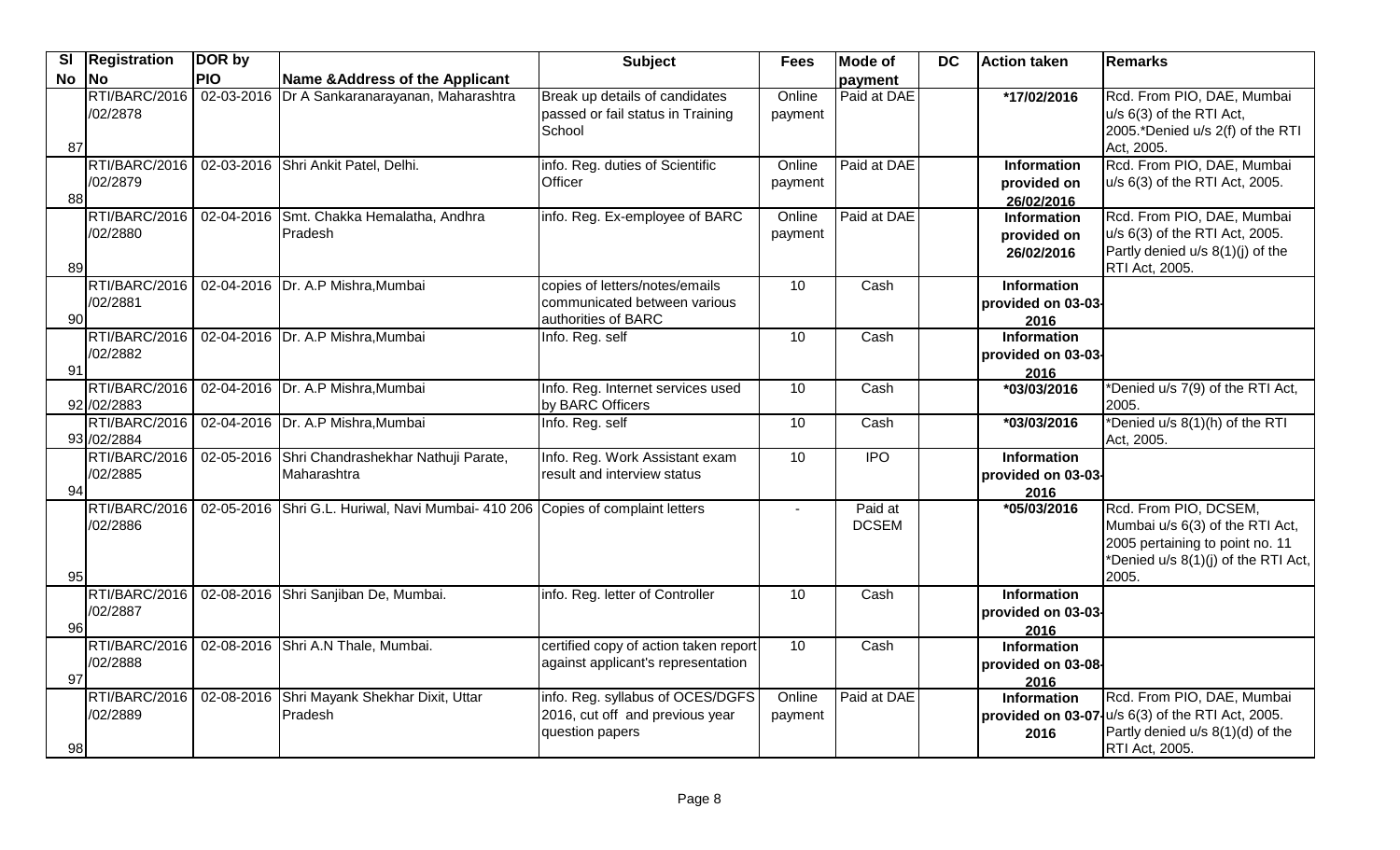| Sl No | Registration No | DOR by PIO | Name &Address of the Applicant | Subject | Fees | Mode of payment | DC | Action taken | Remarks |
|---|---|---|---|---|---|---|---|---|---|
| 87 | RTI/BARC/2016 /02/2878 | 02-03-2016 | Dr A Sankaranarayanan, Maharashtra | Break up details of candidates passed or fail status in Training School | Online payment | Paid at DAE | | *17/02/2016 | Rcd. From PIO, DAE, Mumbai u/s 6(3) of the RTI Act, 2005.*Denied u/s 2(f) of the RTI Act, 2005. |
| 88 | RTI/BARC/2016 /02/2879 | 02-03-2016 | Shri Ankit Patel, Delhi. | info. Reg. duties of Scientific Officer | Online payment | Paid at DAE | | **Information provided on 26/02/2016** | Rcd. From PIO, DAE, Mumbai u/s 6(3) of the RTI Act, 2005. |
| 89 | RTI/BARC/2016 /02/2880 | 02-04-2016 | Smt. Chakka Hemalatha, Andhra Pradesh | info. Reg. Ex-employee of BARC | Online payment | Paid at DAE | | **Information provided on 26/02/2016** | Rcd. From PIO, DAE, Mumbai u/s 6(3) of the RTI Act, 2005. Partly denied u/s 8(1)(j) of the RTI Act, 2005. |
| 90 | RTI/BARC/2016 /02/2881 | 02-04-2016 | Dr. A.P Mishra,Mumbai | copies of letters/notes/emails communicated between various authorities of BARC | 10 | Cash | | **Information provided on 03-03-2016** | |
| 91 | RTI/BARC/2016 /02/2882 | 02-04-2016 | Dr. A.P Mishra,Mumbai | Info. Reg. self | 10 | Cash | | **Information provided on 03-03-2016** | |
| 92 | RTI/BARC/2016 /02/2883 | 02-04-2016 | Dr. A.P Mishra,Mumbai | Info. Reg. Internet services used by BARC Officers | 10 | Cash | | *03/03/2016 | *Denied u/s 7(9) of the RTI Act, 2005. |
| 93 | RTI/BARC/2016 /02/2884 | 02-04-2016 | Dr. A.P Mishra,Mumbai | Info. Reg. self | 10 | Cash | | *03/03/2016 | *Denied u/s 8(1)(h) of the RTI Act, 2005. |
| 94 | RTI/BARC/2016 /02/2885 | 02-05-2016 | Shri Chandrashekhar Nathuji Parate, Maharashtra | Info. Reg. Work Assistant exam result and interview status | 10 | IPO | | **Information provided on 03-03-2016** | |
| 95 | RTI/BARC/2016 /02/2886 | 02-05-2016 | Shri G.L. Huriwal, Navi Mumbai- 410 206 | Copies of complaint letters | - | Paid at DCSEM | | *05/03/2016 | Rcd. From PIO, DCSEM, Mumbai u/s 6(3) of the RTI Act, 2005 pertaining to point no. 11 *Denied u/s 8(1)(j) of the RTI Act, 2005. |
| 96 | RTI/BARC/2016 /02/2887 | 02-08-2016 | Shri Sanjiban De, Mumbai. | info. Reg. letter of Controller | 10 | Cash | | **Information provided on 03-03-2016** | |
| 97 | RTI/BARC/2016 /02/2888 | 02-08-2016 | Shri A.N Thale, Mumbai. | certified copy of action taken report against applicant's representation | 10 | Cash | | **Information provided on 03-08-2016** | |
| 98 | RTI/BARC/2016 /02/2889 | 02-08-2016 | Shri Mayank Shekhar Dixit, Uttar Pradesh | info. Reg. syllabus of OCES/DGFS 2016, cut off and previous year question papers | Online payment | Paid at DAE | | **Information provided on 03-07-2016** | Rcd. From PIO, DAE, Mumbai u/s 6(3) of the RTI Act, 2005. Partly denied u/s 8(1)(d) of the RTI Act, 2005. |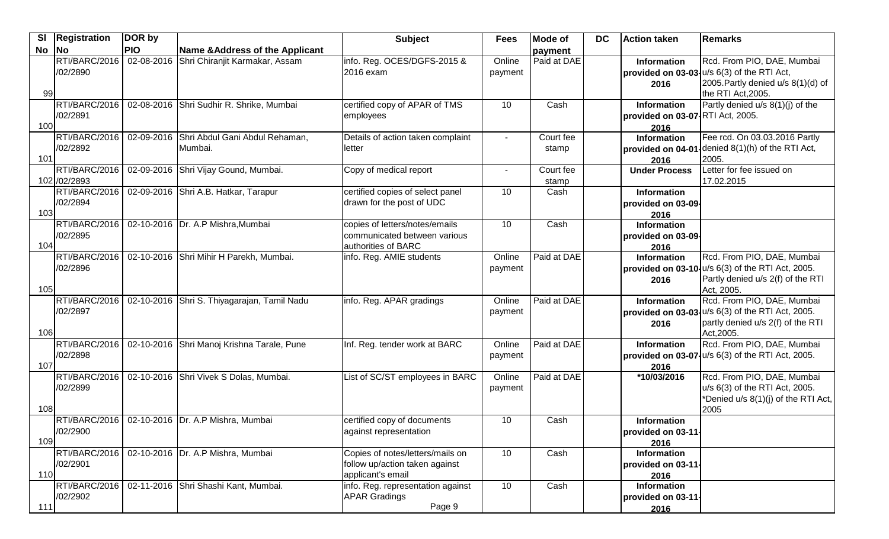| Sl No | Registration No | DOR by PIO | Name &Address of the Applicant | Subject | Fees | Mode of payment | DC | Action taken | Remarks |
|---|---|---|---|---|---|---|---|---|---|
| 99 | RTI/BARC/2016 /02/2890 | 02-08-2016 | Shri Chiranjit Karmakar, Assam | info. Reg. OCES/DGFS-2015 & 2016 exam | Online payment | Paid at DAE | | **Information provided on 03-03-2016** | Rcd. From PIO, DAE, Mumbai u/s 6(3) of the RTI Act, 2005.Partly denied u/s 8(1)(d) of the RTI Act,2005. |
| 100 | RTI/BARC/2016 /02/2891 | 02-08-2016 | Shri Sudhir R. Shrike, Mumbai | certified copy of APAR of TMS employees | 10 | Cash | | **Information provided on 03-07-2016** | Partly denied u/s 8(1)(j) of the RTI Act, 2005. |
| 101 | RTI/BARC/2016 /02/2892 | 02-09-2016 | Shri Abdul Gani Abdul Rehaman, Mumbai. | Details of action taken complaint letter | - | Court fee stamp | | **Information provided on 04-01-2016** | Fee rcd. On 03.03.2016 Partly denied 8(1)(h) of the RTI Act, 2005. |
| 102 | RTI/BARC/2016 /02/2893 | 02-09-2016 | Shri Vijay Gound, Mumbai. | Copy of medical report | - | Court fee stamp | | **Under Process** | Letter for fee issued on 17.02.2015 |
| 103 | RTI/BARC/2016 /02/2894 | 02-09-2016 | Shri A.B. Hatkar, Tarapur | certified copies of select panel drawn for the post of UDC | 10 | Cash | | **Information provided on 03-09-2016** | |
| 104 | RTI/BARC/2016 /02/2895 | 02-10-2016 | Dr. A.P Mishra,Mumbai | copies of letters/notes/emails communicated between various authorities of BARC | 10 | Cash | | **Information provided on 03-09-2016** | |
| 105 | RTI/BARC/2016 /02/2896 | 02-10-2016 | Shri Mihir H Parekh, Mumbai. | info. Reg. AMIE students | Online payment | Paid at DAE | | **Information provided on 03-10-2016** | Rcd. From PIO, DAE, Mumbai u/s 6(3) of the RTI Act, 2005. Partly denied u/s 2(f) of the RTI Act, 2005. |
| 106 | RTI/BARC/2016 /02/2897 | 02-10-2016 | Shri S. Thiyagarajan, Tamil Nadu | info. Reg. APAR gradings | Online payment | Paid at DAE | | **Information provided on 03-03-2016** | Rcd. From PIO, DAE, Mumbai u/s 6(3) of the RTI Act, 2005. partly denied u/s 2(f) of the RTI Act,2005. |
| 107 | RTI/BARC/2016 /02/2898 | 02-10-2016 | Shri Manoj Krishna Tarale, Pune | Inf. Reg. tender work at BARC | Online payment | Paid at DAE | | **Information provided on 03-07-2016** | Rcd. From PIO, DAE, Mumbai u/s 6(3) of the RTI Act, 2005. |
| 108 | RTI/BARC/2016 /02/2899 | 02-10-2016 | Shri Vivek S Dolas, Mumbai. | List of SC/ST employees in BARC | Online payment | Paid at DAE | | **\*10/03/2016** | Rcd. From PIO, DAE, Mumbai u/s 6(3) of the RTI Act, 2005. *Denied u/s 8(1)(j) of the RTI Act, 2005 |
| 109 | RTI/BARC/2016 /02/2900 | 02-10-2016 | Dr. A.P Mishra, Mumbai | certified copy of documents against representation | 10 | Cash | | **Information provided on 03-11-2016** | |
| 110 | RTI/BARC/2016 /02/2901 | 02-10-2016 | Dr. A.P Mishra, Mumbai | Copies of notes/letters/mails on follow up/action taken against applicant's email | 10 | Cash | | **Information provided on 03-11-2016** | |
| 111 | RTI/BARC/2016 /02/2902 | 02-11-2016 | Shri Shashi Kant, Mumbai. | info. Reg. representation against APAR Gradings | 10 | Cash | | **Information provided on 03-11-2016** | |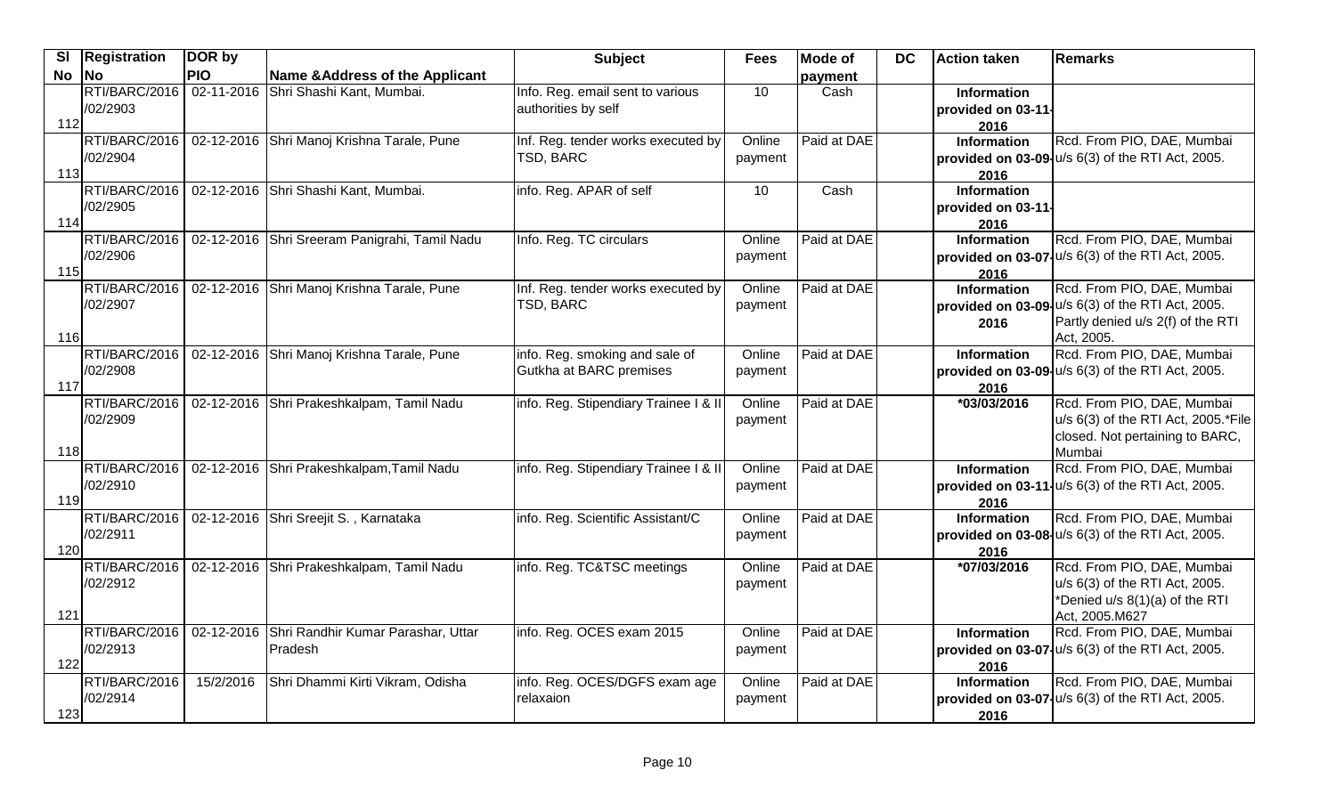| Sl No | Registration No | DOR by PIO | Name &Address of the Applicant | Subject | Fees | Mode of payment | DC | Action taken | Remarks |
|---|---|---|---|---|---|---|---|---|---|
| 112 | RTI/BARC/2016 /02/2903 | 02-11-2016 | Shri Shashi Kant, Mumbai. | Info. Reg. email sent to various authorities by self | 10 | Cash | | **Information provided on 03-11-2016** | |
| 113 | RTI/BARC/2016 /02/2904 | 02-12-2016 | Shri Manoj Krishna Tarale, Pune | Inf. Reg. tender works executed by TSD, BARC | Online payment | Paid at DAE | | **Information provided on 03-09-2016** | Rcd. From PIO, DAE, Mumbai u/s 6(3) of the RTI Act, 2005. |
| 114 | RTI/BARC/2016 /02/2905 | 02-12-2016 | Shri Shashi Kant, Mumbai. | info. Reg. APAR of self | 10 | Cash | | **Information provided on 03-11-2016** | |
| 115 | RTI/BARC/2016 /02/2906 | 02-12-2016 | Shri Sreeram Panigrahi, Tamil Nadu | Info. Reg. TC circulars | Online payment | Paid at DAE | | **Information provided on 03-07-2016** | Rcd. From PIO, DAE, Mumbai u/s 6(3) of the RTI Act, 2005. |
| 116 | RTI/BARC/2016 /02/2907 | 02-12-2016 | Shri Manoj Krishna Tarale, Pune | Inf. Reg. tender works executed by TSD, BARC | Online payment | Paid at DAE | | **Information provided on 03-09-2016** | Rcd. From PIO, DAE, Mumbai u/s 6(3) of the RTI Act, 2005. Partly denied u/s 2(f) of the RTI Act, 2005. |
| 117 | RTI/BARC/2016 /02/2908 | 02-12-2016 | Shri Manoj Krishna Tarale, Pune | info. Reg. smoking and sale of Gutkha at BARC premises | Online payment | Paid at DAE | | **Information provided on 03-09-2016** | Rcd. From PIO, DAE, Mumbai u/s 6(3) of the RTI Act, 2005. |
| 118 | RTI/BARC/2016 /02/2909 | 02-12-2016 | Shri Prakeshkalpam, Tamil Nadu | info. Reg. Stipendiary Trainee I & II | Online payment | Paid at DAE | | **\*03/03/2016** | Rcd. From PIO, DAE, Mumbai u/s 6(3) of the RTI Act, 2005.\*File closed. Not pertaining to BARC, Mumbai |
| 119 | RTI/BARC/2016 /02/2910 | 02-12-2016 | Shri Prakeshkalpam,Tamil Nadu | info. Reg. Stipendiary Trainee I & II | Online payment | Paid at DAE | | **Information provided on 03-11-2016** | Rcd. From PIO, DAE, Mumbai u/s 6(3) of the RTI Act, 2005. |
| 120 | RTI/BARC/2016 /02/2911 | 02-12-2016 | Shri Sreejit S. , Karnataka | info. Reg. Scientific Assistant/C | Online payment | Paid at DAE | | **Information provided on 03-08-2016** | Rcd. From PIO, DAE, Mumbai u/s 6(3) of the RTI Act, 2005. |
| 121 | RTI/BARC/2016 /02/2912 | 02-12-2016 | Shri Prakeshkalpam, Tamil Nadu | info. Reg. TC&TSC meetings | Online payment | Paid at DAE | | **\*07/03/2016** | Rcd. From PIO, DAE, Mumbai u/s 6(3) of the RTI Act, 2005. \*Denied u/s 8(1)(a) of the RTI Act, 2005.M627 |
| 122 | RTI/BARC/2016 /02/2913 | 02-12-2016 | Shri Randhir Kumar Parashar, Uttar Pradesh | info. Reg. OCES exam 2015 | Online payment | Paid at DAE | | **Information provided on 03-07-2016** | Rcd. From PIO, DAE, Mumbai u/s 6(3) of the RTI Act, 2005. |
| 123 | RTI/BARC/2016 /02/2914 | 15/2/2016 | Shri Dhammi Kirti Vikram, Odisha | info. Reg. OCES/DGFS exam age relaxaion | Online payment | Paid at DAE | | **Information provided on 03-07-2016** | Rcd. From PIO, DAE, Mumbai u/s 6(3) of the RTI Act, 2005. |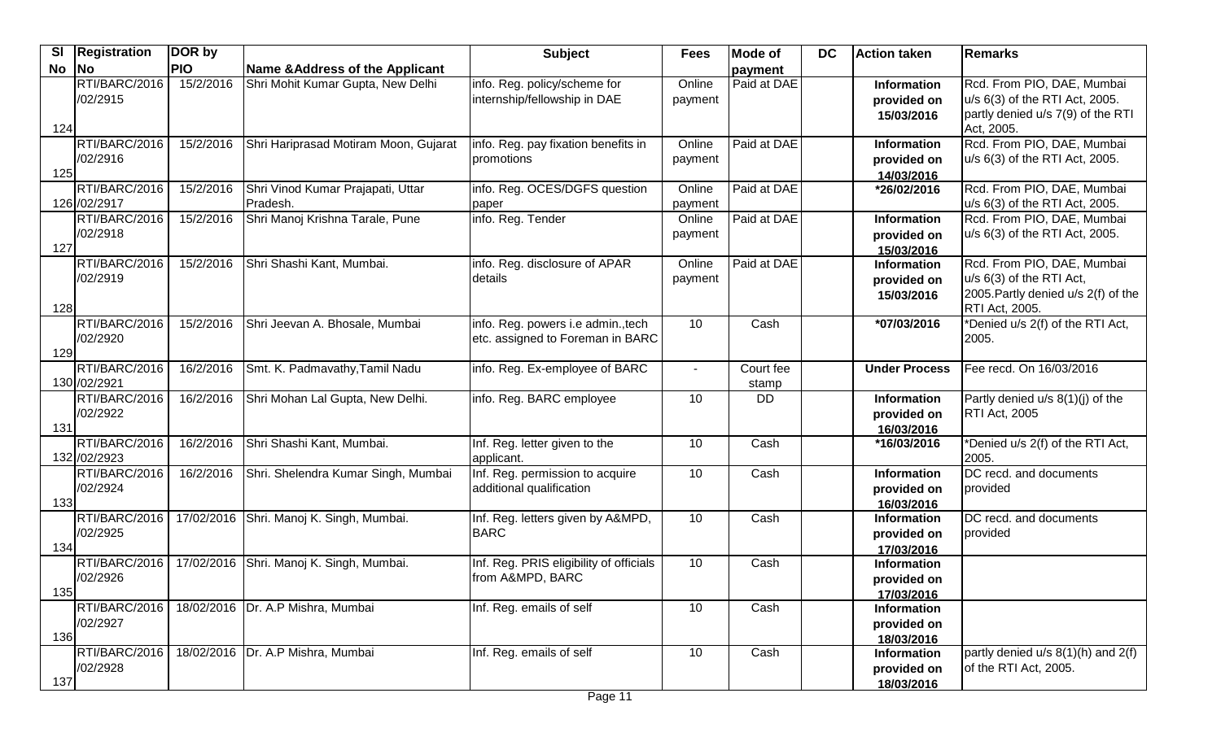| Sl No | Registration No | DOR by PIO | Name &Address of the Applicant | Subject | Fees | Mode of payment | DC | Action taken | Remarks |
|---|---|---|---|---|---|---|---|---|---|
| 124 | RTI/BARC/2016 /02/2915 | 15/2/2016 | Shri Mohit Kumar Gupta, New Delhi | info. Reg. policy/scheme for internship/fellowship in DAE | Online payment | Paid at DAE | | **Information provided on 15/03/2016** | Rcd. From PIO, DAE, Mumbai u/s 6(3) of the RTI Act, 2005. partly denied u/s 7(9) of the RTI Act, 2005. |
| 125 | RTI/BARC/2016 /02/2916 | 15/2/2016 | Shri Hariprasad Motiram Moon, Gujarat | info. Reg. pay fixation benefits in promotions | Online payment | Paid at DAE | | **Information provided on 14/03/2016** | Rcd. From PIO, DAE, Mumbai u/s 6(3) of the RTI Act, 2005. |
| 126 | RTI/BARC/2016 /02/2917 | 15/2/2016 | Shri Vinod Kumar Prajapati, Uttar Pradesh. | info. Reg. OCES/DGFS question paper | Online payment | Paid at DAE | | **\*26/02/2016** | Rcd. From PIO, DAE, Mumbai u/s 6(3) of the RTI Act, 2005. |
| 127 | RTI/BARC/2016 /02/2918 | 15/2/2016 | Shri Manoj Krishna Tarale, Pune | info. Reg. Tender | Online payment | Paid at DAE | | **Information provided on 15/03/2016** | Rcd. From PIO, DAE, Mumbai u/s 6(3) of the RTI Act, 2005. |
| 128 | RTI/BARC/2016 /02/2919 | 15/2/2016 | Shri Shashi Kant, Mumbai. | info. Reg. disclosure of APAR details | Online payment | Paid at DAE | | **Information provided on 15/03/2016** | Rcd. From PIO, DAE, Mumbai u/s 6(3) of the RTI Act, 2005.Partly denied u/s 2(f) of the RTI Act, 2005. |
| 129 | RTI/BARC/2016 /02/2920 | 15/2/2016 | Shri Jeevan A. Bhosale, Mumbai | info. Reg. powers i.e admin.,tech etc. assigned to Foreman in BARC | 10 | Cash | | **\*07/03/2016** | \*Denied u/s 2(f) of the RTI Act, 2005. |
| 130 | RTI/BARC/2016 /02/2921 | 16/2/2016 | Smt. K. Padmavathy,Tamil Nadu | info. Reg. Ex-employee of BARC | - | Court fee stamp | | **Under Process** | Fee recd. On 16/03/2016 |
| 131 | RTI/BARC/2016 /02/2922 | 16/2/2016 | Shri Mohan Lal Gupta, New Delhi. | info. Reg. BARC employee | 10 | DD | | **Information provided on 16/03/2016** | Partly denied u/s 8(1)(j) of the RTI Act, 2005 |
| 132 | RTI/BARC/2016 /02/2923 | 16/2/2016 | Shri Shashi Kant, Mumbai. | Inf. Reg. letter given to the applicant. | 10 | Cash | | **\*16/03/2016** | \*Denied u/s 2(f) of the RTI Act, 2005. |
| 133 | RTI/BARC/2016 /02/2924 | 16/2/2016 | Shri. Shelendra Kumar Singh, Mumbai | Inf. Reg. permission to acquire additional qualification | 10 | Cash | | **Information provided on 16/03/2016** | DC recd. and documents provided |
| 134 | RTI/BARC/2016 /02/2925 | 17/02/2016 | Shri. Manoj K. Singh, Mumbai. | Inf. Reg. letters given by A&MPD, BARC | 10 | Cash | | **Information provided on 17/03/2016** | DC recd. and documents provided |
| 135 | RTI/BARC/2016 /02/2926 | 17/02/2016 | Shri. Manoj K. Singh, Mumbai. | Inf. Reg. PRIS eligibility of officials from A&MPD, BARC | 10 | Cash | | **Information provided on 17/03/2016** | |
| 136 | RTI/BARC/2016 /02/2927 | 18/02/2016 | Dr. A.P Mishra, Mumbai | Inf. Reg. emails of self | 10 | Cash | | **Information provided on 18/03/2016** | |
| 137 | RTI/BARC/2016 /02/2928 | 18/02/2016 | Dr. A.P Mishra, Mumbai | Inf. Reg. emails of self | 10 | Cash | | **Information provided on 18/03/2016** | partly denied u/s 8(1)(h) and 2(f) of the RTI Act, 2005. |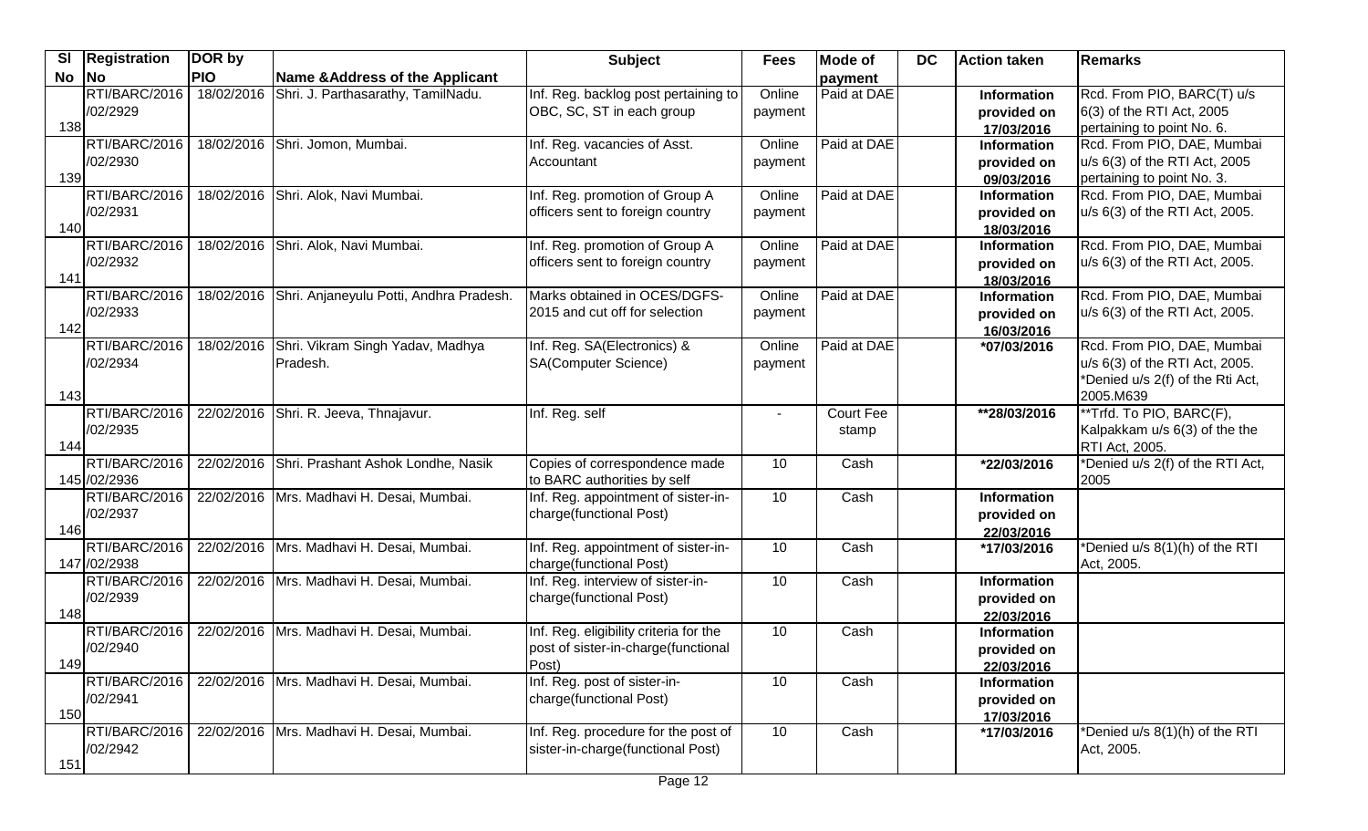| Sl No | Registration No | DOR by PIO | Name &Address of the Applicant | Subject | Fees | Mode of payment | DC | Action taken | Remarks |
|---|---|---|---|---|---|---|---|---|---|
| 138 | RTI/BARC/2016 /02/2929 | 18/02/2016 | Shri. J. Parthasarathy, TamilNadu. | Inf. Reg. backlog post pertaining to OBC, SC, ST in each group | Online payment | Paid at DAE | | **Information provided on 17/03/2016** | Rcd. From PIO, BARC(T) u/s 6(3) of the RTI Act, 2005 pertaining to point No. 6. |
| 139 | RTI/BARC/2016 /02/2930 | 18/02/2016 | Shri. Jomon, Mumbai. | Inf. Reg. vacancies of Asst. Accountant | Online payment | Paid at DAE | | **Information provided on 09/03/2016** | Rcd. From PIO, DAE, Mumbai u/s 6(3) of the RTI Act, 2005 pertaining to point No. 3. |
| 140 | RTI/BARC/2016 /02/2931 | 18/02/2016 | Shri. Alok, Navi Mumbai. | Inf. Reg. promotion of Group A officers sent to foreign country | Online payment | Paid at DAE | | **Information provided on 18/03/2016** | Rcd. From PIO, DAE, Mumbai u/s 6(3) of the RTI Act, 2005. |
| 141 | RTI/BARC/2016 /02/2932 | 18/02/2016 | Shri. Alok, Navi Mumbai. | Inf. Reg. promotion of Group A officers sent to foreign country | Online payment | Paid at DAE | | **Information provided on 18/03/2016** | Rcd. From PIO, DAE, Mumbai u/s 6(3) of the RTI Act, 2005. |
| 142 | RTI/BARC/2016 /02/2933 | 18/02/2016 | Shri. Anjaneyulu Potti, Andhra Pradesh. | Marks obtained in OCES/DGFS-2015 and cut off for selection | Online payment | Paid at DAE | | **Information provided on 16/03/2016** | Rcd. From PIO, DAE, Mumbai u/s 6(3) of the RTI Act, 2005. |
| 143 | RTI/BARC/2016 /02/2934 | 18/02/2016 | Shri. Vikram Singh Yadav, Madhya Pradesh. | Inf. Reg. SA(Electronics) & SA(Computer Science) | Online payment | Paid at DAE | | **\*07/03/2016** | Rcd. From PIO, DAE, Mumbai u/s 6(3) of the RTI Act, 2005. *Denied u/s 2(f) of the Rti Act, 2005.M639 |
| 144 | RTI/BARC/2016 /02/2935 | 22/02/2016 | Shri. R. Jeeva, Thnajavur. | Inf. Reg. self | - | Court Fee stamp | | **\*\*28/03/2016** | **Trfd. To PIO, BARC(F), Kalpakkam u/s 6(3) of the the RTI Act, 2005. |
| 145 | RTI/BARC/2016 /02/2936 | 22/02/2016 | Shri. Prashant Ashok Londhe, Nasik | Copies of correspondence made to BARC authorities by self | 10 | Cash | | **\*22/03/2016** | *Denied u/s 2(f) of the RTI Act, 2005 |
| 146 | RTI/BARC/2016 /02/2937 | 22/02/2016 | Mrs. Madhavi H. Desai, Mumbai. | Inf. Reg. appointment of sister-in-charge(functional Post) | 10 | Cash | | **Information provided on 22/03/2016** | |
| 147 | RTI/BARC/2016 /02/2938 | 22/02/2016 | Mrs. Madhavi H. Desai, Mumbai. | Inf. Reg. appointment of sister-in-charge(functional Post) | 10 | Cash | | **\*17/03/2016** | *Denied u/s 8(1)(h) of the RTI Act, 2005. |
| 148 | RTI/BARC/2016 /02/2939 | 22/02/2016 | Mrs. Madhavi H. Desai, Mumbai. | Inf. Reg. interview of sister-in-charge(functional Post) | 10 | Cash | | **Information provided on 22/03/2016** | |
| 149 | RTI/BARC/2016 /02/2940 | 22/02/2016 | Mrs. Madhavi H. Desai, Mumbai. | Inf. Reg. eligibility criteria for the post of sister-in-charge(functional Post) | 10 | Cash | | **Information provided on 22/03/2016** | |
| 150 | RTI/BARC/2016 /02/2941 | 22/02/2016 | Mrs. Madhavi H. Desai, Mumbai. | Inf. Reg. post of sister-in-charge(functional Post) | 10 | Cash | | **Information provided on 17/03/2016** | |
| 151 | RTI/BARC/2016 /02/2942 | 22/02/2016 | Mrs. Madhavi H. Desai, Mumbai. | Inf. Reg. procedure for the post of sister-in-charge(functional Post) | 10 | Cash | | **\*17/03/2016** | *Denied u/s 8(1)(h) of the RTI Act, 2005. |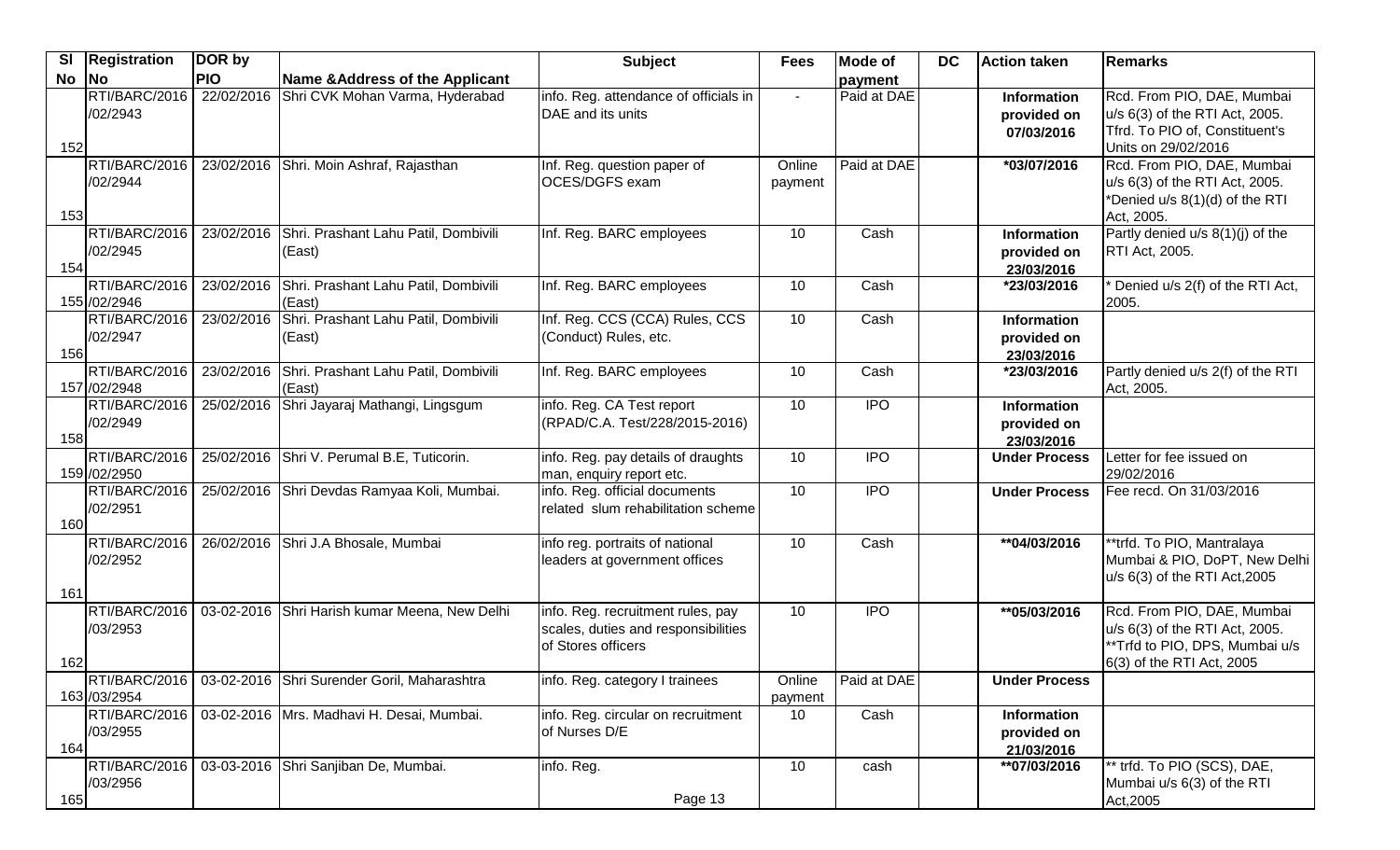| Sl No | Registration No | DOR by PIO | Name &Address of the Applicant | Subject | Fees | Mode of payment | DC | Action taken | Remarks |
|---|---|---|---|---|---|---|---|---|---|
| 152 | RTI/BARC/2016 /02/2943 | 22/02/2016 | Shri CVK Mohan Varma, Hyderabad | info. Reg. attendance of officials in DAE and its units | - | Paid at DAE | | **Information provided on 07/03/2016** | Rcd. From PIO, DAE, Mumbai u/s 6(3) of the RTI Act, 2005. Tfrd. To PIO of, Constituent's Units on 29/02/2016 |
| 153 | RTI/BARC/2016 /02/2944 | 23/02/2016 | Shri. Moin Ashraf, Rajasthan | Inf. Reg. question paper of OCES/DGFS exam | Online payment | Paid at DAE | | ***03/07/2016** | Rcd. From PIO, DAE, Mumbai u/s 6(3) of the RTI Act, 2005. *Denied u/s 8(1)(d) of the RTI Act, 2005. |
| 154 | RTI/BARC/2016 /02/2945 | 23/02/2016 | Shri. Prashant Lahu Patil, Dombivili (East) | Inf. Reg. BARC employees | 10 | Cash | | **Information provided on 23/03/2016** | Partly denied u/s 8(1)(j) of the RTI Act, 2005. |
| 155 | RTI/BARC/2016 /02/2946 | 23/02/2016 | Shri. Prashant Lahu Patil, Dombivili (East) | Inf. Reg. BARC employees | 10 | Cash | | ***23/03/2016** | * Denied u/s 2(f) of the RTI Act, 2005. |
| 156 | RTI/BARC/2016 /02/2947 | 23/02/2016 | Shri. Prashant Lahu Patil, Dombivili (East) | Inf. Reg. CCS (CCA) Rules, CCS (Conduct) Rules, etc. | 10 | Cash | | **Information provided on 23/03/2016** | |
| 157 | RTI/BARC/2016 /02/2948 | 23/02/2016 | Shri. Prashant Lahu Patil, Dombivili (East) | Inf. Reg. BARC employees | 10 | Cash | | ***23/03/2016** | Partly denied u/s 2(f) of the RTI Act, 2005. |
| 158 | RTI/BARC/2016 /02/2949 | 25/02/2016 | Shri Jayaraj Mathangi, Lingsgum | info. Reg. CA Test report (RPAD/C.A. Test/228/2015-2016) | 10 | IPO | | **Information provided on 23/03/2016** | |
| 159 | RTI/BARC/2016 /02/2950 | 25/02/2016 | Shri V. Perumal B.E, Tuticorin. | info. Reg. pay details of draughts man, enquiry report etc. | 10 | IPO | | **Under Process** | Letter for fee issued on 29/02/2016 |
| 160 | RTI/BARC/2016 /02/2951 | 25/02/2016 | Shri Devdas Ramyaa Koli, Mumbai. | info. Reg. official documents related slum rehabilitation scheme | 10 | IPO | | **Under Process** | Fee recd. On 31/03/2016 |
| 161 | RTI/BARC/2016 /02/2952 | 26/02/2016 | Shri J.A Bhosale, Mumbai | info reg. portraits of national leaders at government offices | 10 | Cash | | ****04/03/2016** | **trfd. To PIO, Mantralaya Mumbai & PIO, DoPT, New Delhi u/s 6(3) of the RTI Act,2005 |
| 162 | RTI/BARC/2016 /03/2953 | 03-02-2016 | Shri Harish kumar Meena, New Delhi | info. Reg. recruitment rules, pay scales, duties and responsibilities of Stores officers | 10 | IPO | | ****05/03/2016** | Rcd. From PIO, DAE, Mumbai u/s 6(3) of the RTI Act, 2005. **Trfd to PIO, DPS, Mumbai u/s 6(3) of the RTI Act, 2005 |
| 163 | RTI/BARC/2016 /03/2954 | 03-02-2016 | Shri Surender Goril, Maharashtra | info. Reg. category I trainees | Online payment | Paid at DAE | | **Under Process** | |
| 164 | RTI/BARC/2016 /03/2955 | 03-02-2016 | Mrs. Madhavi H. Desai, Mumbai. | info. Reg. circular on recruitment of Nurses D/E | 10 | Cash | | **Information provided on 21/03/2016** | |
| 165 | RTI/BARC/2016 /03/2956 | 03-03-2016 | Shri Sanjiban De, Mumbai. | info. Reg. | 10 | cash | | ****07/03/2016** | ** trfd. To PIO (SCS), DAE, Mumbai u/s 6(3) of the RTI Act,2005 |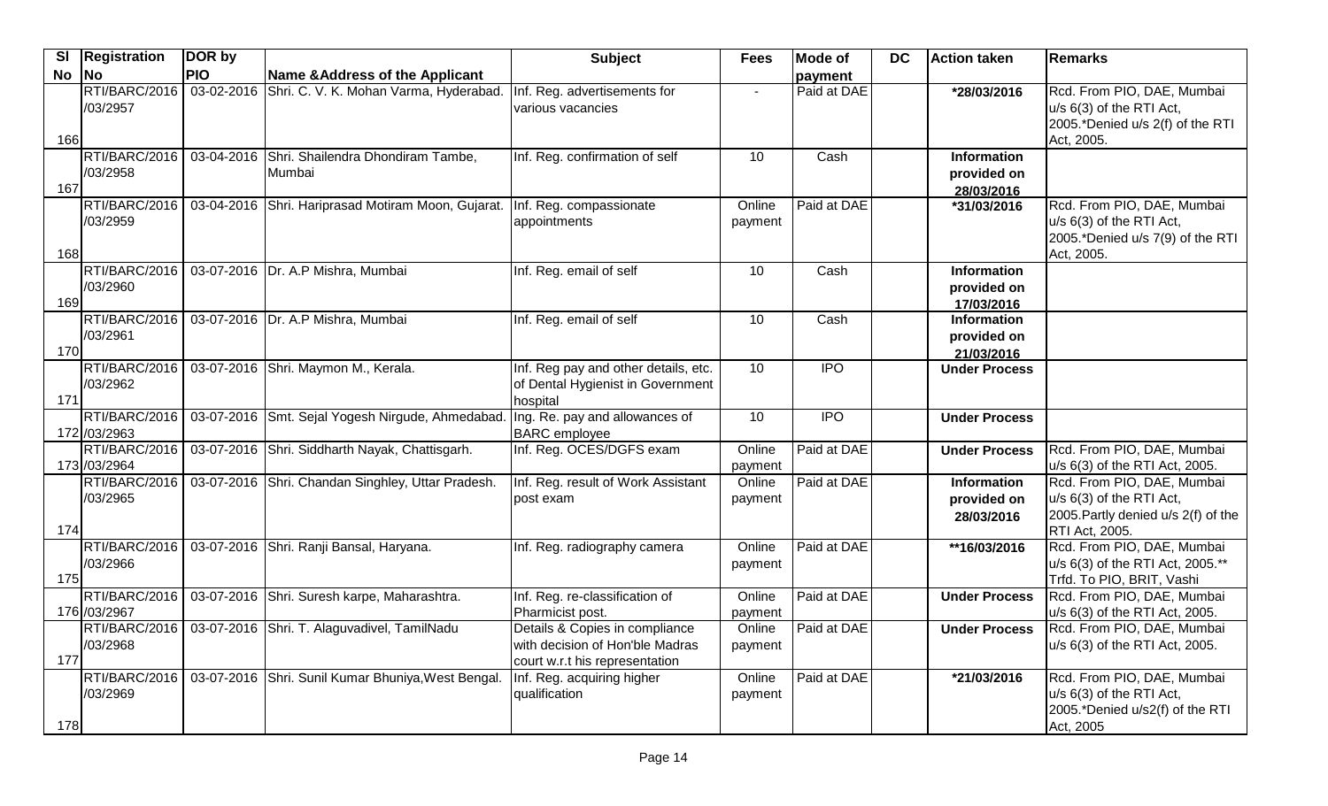| Sl No | Registration No | DOR by PIO | Name &Address of the Applicant | Subject | Fees | Mode of payment | DC | Action taken | Remarks |
|---|---|---|---|---|---|---|---|---|---|
| 166 | RTI/BARC/2016 /03/2957 | 03-02-2016 | Shri. C. V. K. Mohan Varma, Hyderabad. | Inf. Reg. advertisements for various vacancies | - | Paid at DAE | | *28/03/2016 | Rcd. From PIO, DAE, Mumbai u/s 6(3) of the RTI Act, 2005.*Denied u/s 2(f) of the RTI Act, 2005. |
| 167 | RTI/BARC/2016 /03/2958 | 03-04-2016 | Shri. Shailendra Dhondiram Tambe, Mumbai | Inf. Reg. confirmation of self | 10 | Cash | | **Information provided on 28/03/2016** | |
| 168 | RTI/BARC/2016 /03/2959 | 03-04-2016 | Shri. Hariprasad Motiram Moon, Gujarat. | Inf. Reg. compassionate appointments | Online payment | Paid at DAE | | *31/03/2016 | Rcd. From PIO, DAE, Mumbai u/s 6(3) of the RTI Act, 2005.*Denied u/s 7(9) of the RTI Act, 2005. |
| 169 | RTI/BARC/2016 /03/2960 | 03-07-2016 | Dr. A.P Mishra, Mumbai | Inf. Reg. email of self | 10 | Cash | | **Information provided on 17/03/2016** | |
| 170 | RTI/BARC/2016 /03/2961 | 03-07-2016 | Dr. A.P Mishra, Mumbai | Inf. Reg. email of self | 10 | Cash | | **Information provided on 21/03/2016** | |
| 171 | RTI/BARC/2016 /03/2962 | 03-07-2016 | Shri. Maymon M., Kerala. | Inf. Reg pay and other details, etc. of Dental Hygienist in Government hospital | 10 | IPO | | **Under Process** | |
| 172 | RTI/BARC/2016 /03/2963 | 03-07-2016 | Smt. Sejal Yogesh Nirgude, Ahmedabad. | Ing. Re. pay and allowances of BARC employee | 10 | IPO | | **Under Process** | |
| 173 | RTI/BARC/2016 /03/2964 | 03-07-2016 | Shri. Siddharth Nayak, Chattisgarh. | Inf. Reg. OCES/DGFS exam | Online payment | Paid at DAE | | **Under Process** | Rcd. From PIO, DAE, Mumbai u/s 6(3) of the RTI Act, 2005. |
| 174 | RTI/BARC/2016 /03/2965 | 03-07-2016 | Shri. Chandan Singhley, Uttar Pradesh. | Inf. Reg. result of Work Assistant post exam | Online payment | Paid at DAE | | **Information provided on 28/03/2016** | Rcd. From PIO, DAE, Mumbai u/s 6(3) of the RTI Act, 2005.Partly denied u/s 2(f) of the RTI Act, 2005. |
| 175 | RTI/BARC/2016 /03/2966 | 03-07-2016 | Shri. Ranji Bansal, Haryana. | Inf. Reg. radiography camera | Online payment | Paid at DAE | | **16/03/2016 | Rcd. From PIO, DAE, Mumbai u/s 6(3) of the RTI Act, 2005.** Trfd. To PIO, BRIT, Vashi |
| 176 | RTI/BARC/2016 /03/2967 | 03-07-2016 | Shri. Suresh karpe, Maharashtra. | Inf. Reg. re-classification of Pharmicist post. | Online payment | Paid at DAE | | **Under Process** | Rcd. From PIO, DAE, Mumbai u/s 6(3) of the RTI Act, 2005. |
| 177 | RTI/BARC/2016 /03/2968 | 03-07-2016 | Shri. T. Alaguvadivel, TamilNadu | Details & Copies in compliance with decision of Hon'ble Madras court w.r.t his representation | Online payment | Paid at DAE | | **Under Process** | Rcd. From PIO, DAE, Mumbai u/s 6(3) of the RTI Act, 2005. |
| 178 | RTI/BARC/2016 /03/2969 | 03-07-2016 | Shri. Sunil Kumar Bhuniya,West Bengal. | Inf. Reg. acquiring higher qualification | Online payment | Paid at DAE | | *21/03/2016 | Rcd. From PIO, DAE, Mumbai u/s 6(3) of the RTI Act, 2005.*Denied u/s2(f) of the RTI Act, 2005 |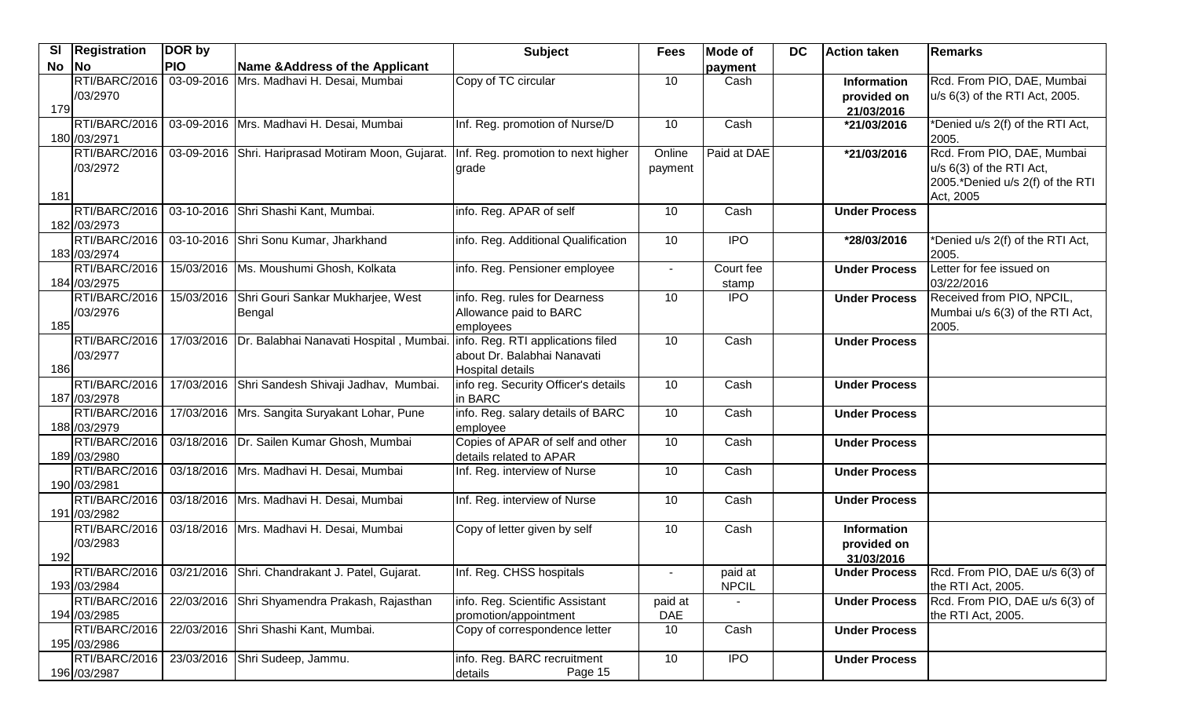| Sl No | Registration No | DOR by PIO | Name &Address of the Applicant | Subject | Fees | Mode of payment | DC | Action taken | Remarks |
|---|---|---|---|---|---|---|---|---|---|
| 179 | RTI/BARC/2016 /03/2970 | 03-09-2016 | Mrs. Madhavi H. Desai, Mumbai | Copy of TC circular | 10 | Cash | | **Information provided on 21/03/2016** | Rcd. From PIO, DAE, Mumbai u/s 6(3) of the RTI Act, 2005. |
| 180 | RTI/BARC/2016 /03/2971 | 03-09-2016 | Mrs. Madhavi H. Desai, Mumbai | Inf. Reg. promotion of Nurse/D | 10 | Cash | | ***21/03/2016** | *Denied u/s 2(f) of the RTI Act, 2005. |
| 181 | RTI/BARC/2016 /03/2972 | 03-09-2016 | Shri. Hariprasad Motiram Moon, Gujarat. | Inf. Reg. promotion to next higher grade | Online payment | Paid at DAE | | ***21/03/2016** | Rcd. From PIO, DAE, Mumbai u/s 6(3) of the RTI Act, 2005.*Denied u/s 2(f) of the RTI Act, 2005 |
| 182 | RTI/BARC/2016 /03/2973 | 03-10-2016 | Shri Shashi Kant, Mumbai. | info. Reg. APAR of self | 10 | Cash | | **Under Process** | |
| 183 | RTI/BARC/2016 /03/2974 | 03-10-2016 | Shri Sonu Kumar, Jharkhand | info. Reg. Additional Qualification | 10 | IPO | | ***28/03/2016** | *Denied u/s 2(f) of the RTI Act, 2005. |
| 184 | RTI/BARC/2016 /03/2975 | 15/03/2016 | Ms. Moushumi Ghosh, Kolkata | info. Reg. Pensioner employee | - | Court fee stamp | | **Under Process** | Letter for fee issued on 03/22/2016 |
| 185 | RTI/BARC/2016 /03/2976 | 15/03/2016 | Shri Gouri Sankar Mukharjee, West Bengal | info. Reg. rules for Dearness Allowance paid to BARC employees | 10 | IPO | | **Under Process** | Received from PIO, NPCIL, Mumbai u/s 6(3) of the RTI Act, 2005. |
| 186 | RTI/BARC/2016 /03/2977 | 17/03/2016 | Dr. Balabhai Nanavati Hospital , Mumbai. | info. Reg. RTI applications filed about Dr. Balabhai Nanavati Hospital details | 10 | Cash | | **Under Process** | |
| 187 | RTI/BARC/2016 /03/2978 | 17/03/2016 | Shri Sandesh Shivaji Jadhav, Mumbai. | info reg. Security Officer's details in BARC | 10 | Cash | | **Under Process** | |
| 188 | RTI/BARC/2016 /03/2979 | 17/03/2016 | Mrs. Sangita Suryakant Lohar, Pune | info. Reg. salary details of BARC employee | 10 | Cash | | **Under Process** | |
| 189 | RTI/BARC/2016 /03/2980 | 03/18/2016 | Dr. Sailen Kumar Ghosh, Mumbai | Copies of APAR of self and other details related to APAR | 10 | Cash | | **Under Process** | |
| 190 | RTI/BARC/2016 /03/2981 | 03/18/2016 | Mrs. Madhavi H. Desai, Mumbai | Inf. Reg. interview of Nurse | 10 | Cash | | **Under Process** | |
| 191 | RTI/BARC/2016 /03/2982 | 03/18/2016 | Mrs. Madhavi H. Desai, Mumbai | Inf. Reg. interview of Nurse | 10 | Cash | | **Under Process** | |
| 192 | RTI/BARC/2016 /03/2983 | 03/18/2016 | Mrs. Madhavi H. Desai, Mumbai | Copy of letter given by self | 10 | Cash | | **Information provided on 31/03/2016** | |
| 193 | RTI/BARC/2016 /03/2984 | 03/21/2016 | Shri. Chandrakant J. Patel, Gujarat. | Inf. Reg. CHSS hospitals | - | paid at NPCIL | | **Under Process** | Rcd. From PIO, DAE u/s 6(3) of the RTI Act, 2005. |
| 194 | RTI/BARC/2016 /03/2985 | 22/03/2016 | Shri Shyamendra Prakash, Rajasthan | info. Reg. Scientific Assistant promotion/appointment | paid at DAE | - | | **Under Process** | Rcd. From PIO, DAE u/s 6(3) of the RTI Act, 2005. |
| 195 | RTI/BARC/2016 /03/2986 | 22/03/2016 | Shri Shashi Kant, Mumbai. | Copy of correspondence letter | 10 | Cash | | **Under Process** | |
| 196 | RTI/BARC/2016 /03/2987 | 23/03/2016 | Shri Sudeep, Jammu. | info. Reg. BARC recruitment details | 10 | IPO | | **Under Process** | |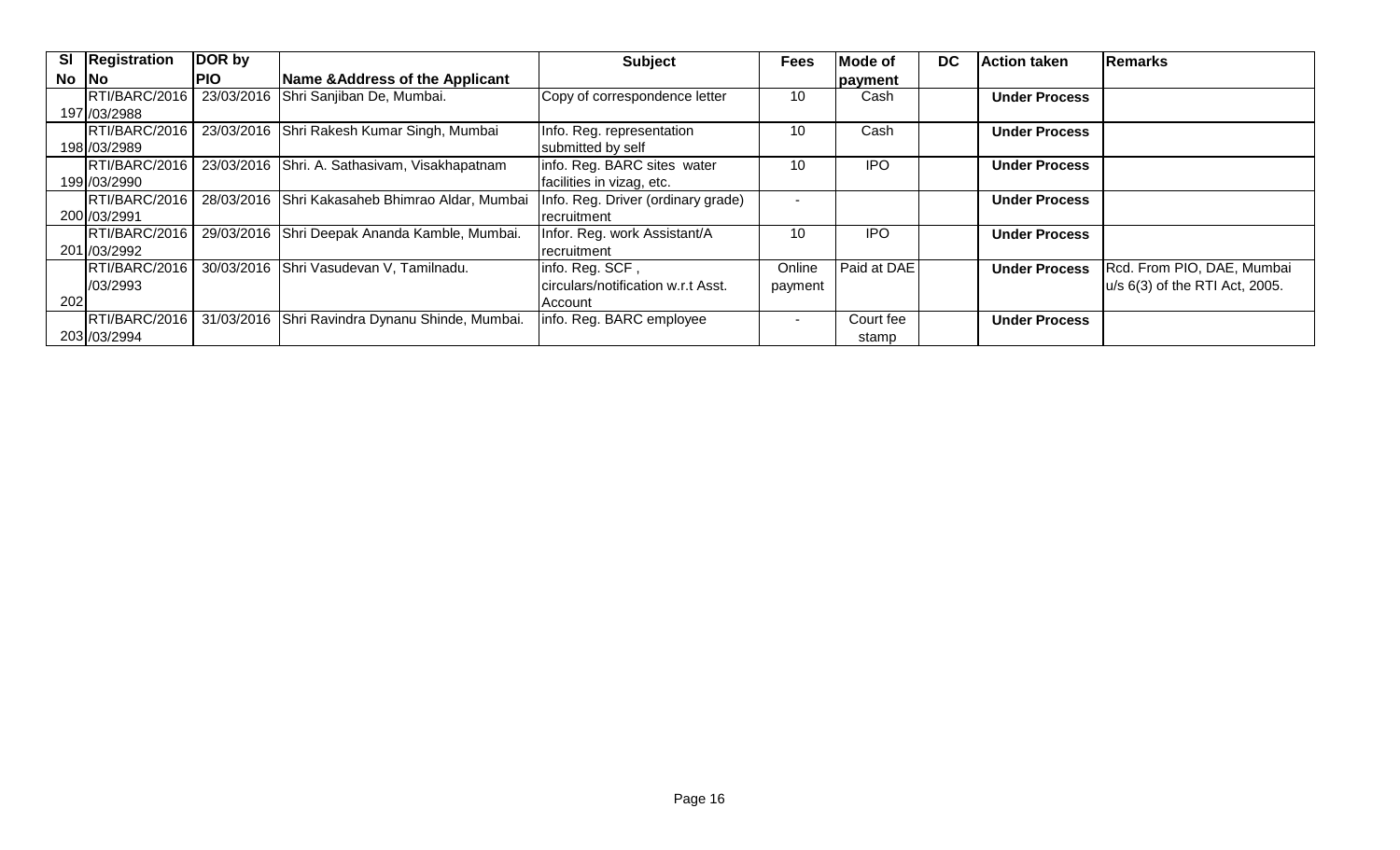| Sl No | Registration No | DOR by PIO | Name &Address of the Applicant | Subject | Fees | Mode of payment | DC | Action taken | Remarks |
|---|---|---|---|---|---|---|---|---|---|
| 197 | RTI/BARC/2016 /03/2988 | 23/03/2016 | Shri Sanjiban De, Mumbai. | Copy of correspondence letter | 10 | Cash | | **Under Process** | |
| 198 | RTI/BARC/2016 /03/2989 | 23/03/2016 | Shri Rakesh Kumar Singh, Mumbai | Info. Reg. representation submitted by self | 10 | Cash | | **Under Process** | |
| 199 | RTI/BARC/2016 /03/2990 | 23/03/2016 | Shri. A. Sathasivam, Visakhapatnam | info. Reg. BARC sites water facilities in vizag, etc. | 10 | IPO | | **Under Process** | |
| 200 | RTI/BARC/2016 /03/2991 | 28/03/2016 | Shri Kakasaheb Bhimrao Aldar, Mumbai | Info. Reg. Driver (ordinary grade) recruitment | - | | | **Under Process** | |
| 201 | RTI/BARC/2016 /03/2992 | 29/03/2016 | Shri Deepak Ananda Kamble, Mumbai. | Infor. Reg. work Assistant/A recruitment | 10 | IPO | | **Under Process** | |
| 202 | RTI/BARC/2016 /03/2993 | 30/03/2016 | Shri Vasudevan V, Tamilnadu. | info. Reg. SCF , circulars/notification w.r.t Asst. Account | Online payment | Paid at DAE | | **Under Process** | Rcd. From PIO, DAE, Mumbai u/s 6(3) of the RTI Act, 2005. |
| 203 | RTI/BARC/2016 /03/2994 | 31/03/2016 | Shri Ravindra Dynanu Shinde, Mumbai. | info. Reg. BARC employee | - | Court fee stamp | | **Under Process** | |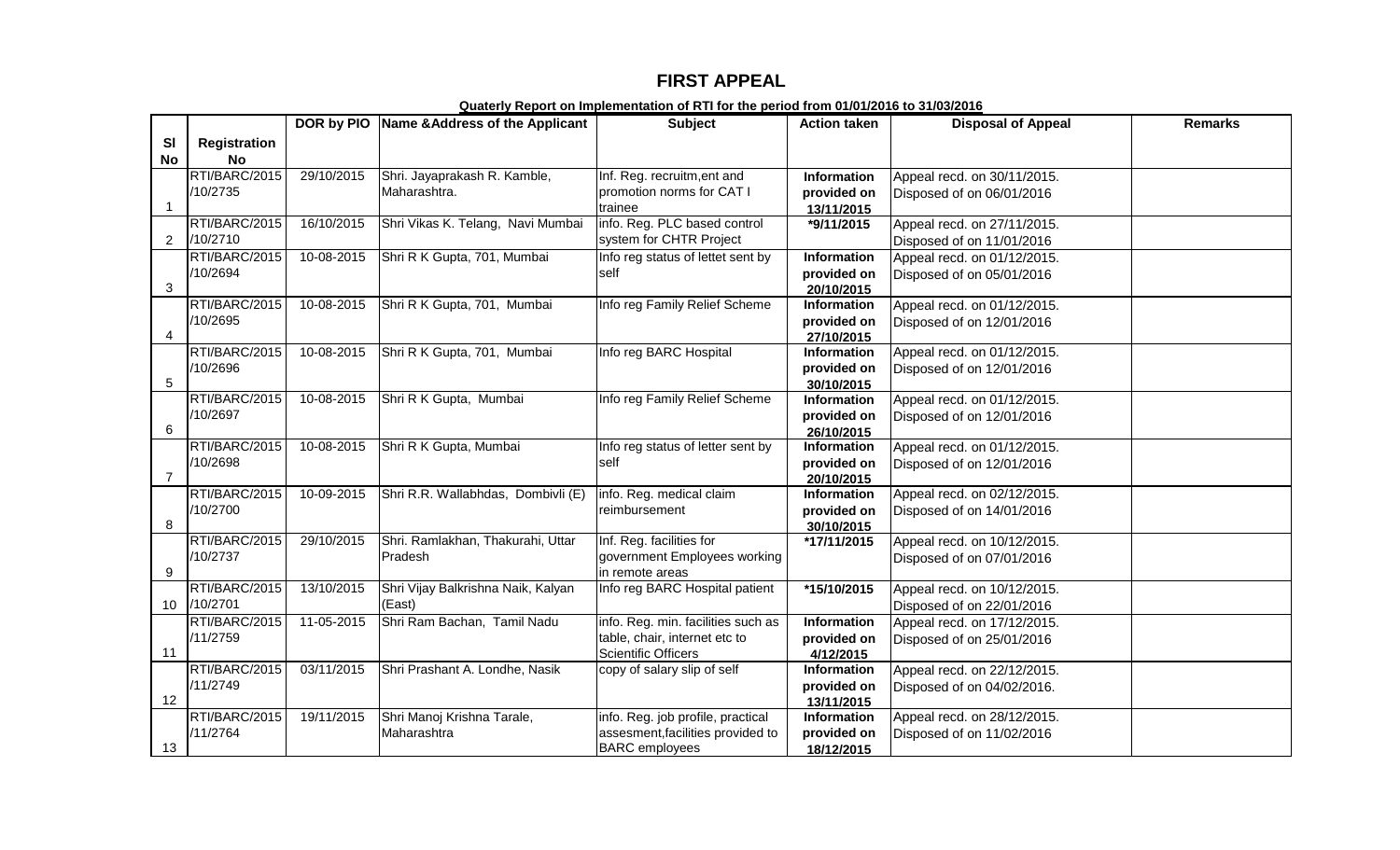# FIRST APPEAL

**Quaterly Report on Implementation of RTI for the period from 01/01/2016 to 31/03/2016**

| Sl No | Registration No | DOR by PIO | Name &Address of the Applicant | Subject | Action taken | Disposal of Appeal | Remarks |
|---|---|---|---|---|---|---|---|
| 1 | RTI/BARC/2015 /10/2735 | 29/10/2015 | Shri. Jayaprakash R. Kamble, Maharashtra. | Inf. Reg. recruitm,ent and promotion norms for CAT I trainee | **Information provided on 13/11/2015** | Appeal recd. on 30/11/2015. Disposed of on 06/01/2016 | |
| 2 | RTI/BARC/2015 /10/2710 | 16/10/2015 | Shri Vikas K. Telang, Navi Mumbai | info. Reg. PLC based control system for CHTR Project | **\*9/11/2015** | Appeal recd. on 27/11/2015. Disposed of on 11/01/2016 | |
| 3 | RTI/BARC/2015 /10/2694 | 10-08-2015 | Shri R K Gupta, 701, Mumbai | Info reg status of lettet sent by self | **Information provided on 20/10/2015** | Appeal recd. on 01/12/2015. Disposed of on 05/01/2016 | |
| 4 | RTI/BARC/2015 /10/2695 | 10-08-2015 | Shri R K Gupta, 701, Mumbai | Info reg Family Relief Scheme | **Information provided on 27/10/2015** | Appeal recd. on 01/12/2015. Disposed of on 12/01/2016 | |
| 5 | RTI/BARC/2015 /10/2696 | 10-08-2015 | Shri R K Gupta, 701, Mumbai | Info reg BARC Hospital | **Information provided on 30/10/2015** | Appeal recd. on 01/12/2015. Disposed of on 12/01/2016 | |
| 6 | RTI/BARC/2015 /10/2697 | 10-08-2015 | Shri R K Gupta, Mumbai | Info reg Family Relief Scheme | **Information provided on 26/10/2015** | Appeal recd. on 01/12/2015. Disposed of on 12/01/2016 | |
| 7 | RTI/BARC/2015 /10/2698 | 10-08-2015 | Shri R K Gupta, Mumbai | Info reg status of letter sent by self | **Information provided on 20/10/2015** | Appeal recd. on 01/12/2015. Disposed of on 12/01/2016 | |
| 8 | RTI/BARC/2015 /10/2700 | 10-09-2015 | Shri R.R. Wallabhdas, Dombivli (E) | info. Reg. medical claim reimbursement | **Information provided on 30/10/2015** | Appeal recd. on 02/12/2015. Disposed of on 14/01/2016 | |
| 9 | RTI/BARC/2015 /10/2737 | 29/10/2015 | Shri. Ramlakhan, Thakurahi, Uttar Pradesh | Inf. Reg. facilities for government Employees working in remote areas | **\*17/11/2015** | Appeal recd. on 10/12/2015. Disposed of on 07/01/2016 | |
| 10 | RTI/BARC/2015 /10/2701 | 13/10/2015 | Shri Vijay Balkrishna Naik, Kalyan (East) | Info reg BARC Hospital patient | **\*15/10/2015** | Appeal recd. on 10/12/2015. Disposed of on 22/01/2016 | |
| 11 | RTI/BARC/2015 /11/2759 | 11-05-2015 | Shri Ram Bachan, Tamil Nadu | info. Reg. min. facilities such as table, chair, internet etc to Scientific Officers | **Information provided on 4/12/2015** | Appeal recd. on 17/12/2015. Disposed of on 25/01/2016 | |
| 12 | RTI/BARC/2015 /11/2749 | 03/11/2015 | Shri Prashant A. Londhe, Nasik | copy of salary slip of self | **Information provided on 13/11/2015** | Appeal recd. on 22/12/2015. Disposed of on 04/02/2016. | |
| 13 | RTI/BARC/2015 /11/2764 | 19/11/2015 | Shri Manoj Krishna Tarale, Maharashtra | info. Reg. job profile, practical assesment,facilities provided to BARC employees | **Information provided on 18/12/2015** | Appeal recd. on 28/12/2015. Disposed of on 11/02/2016 | |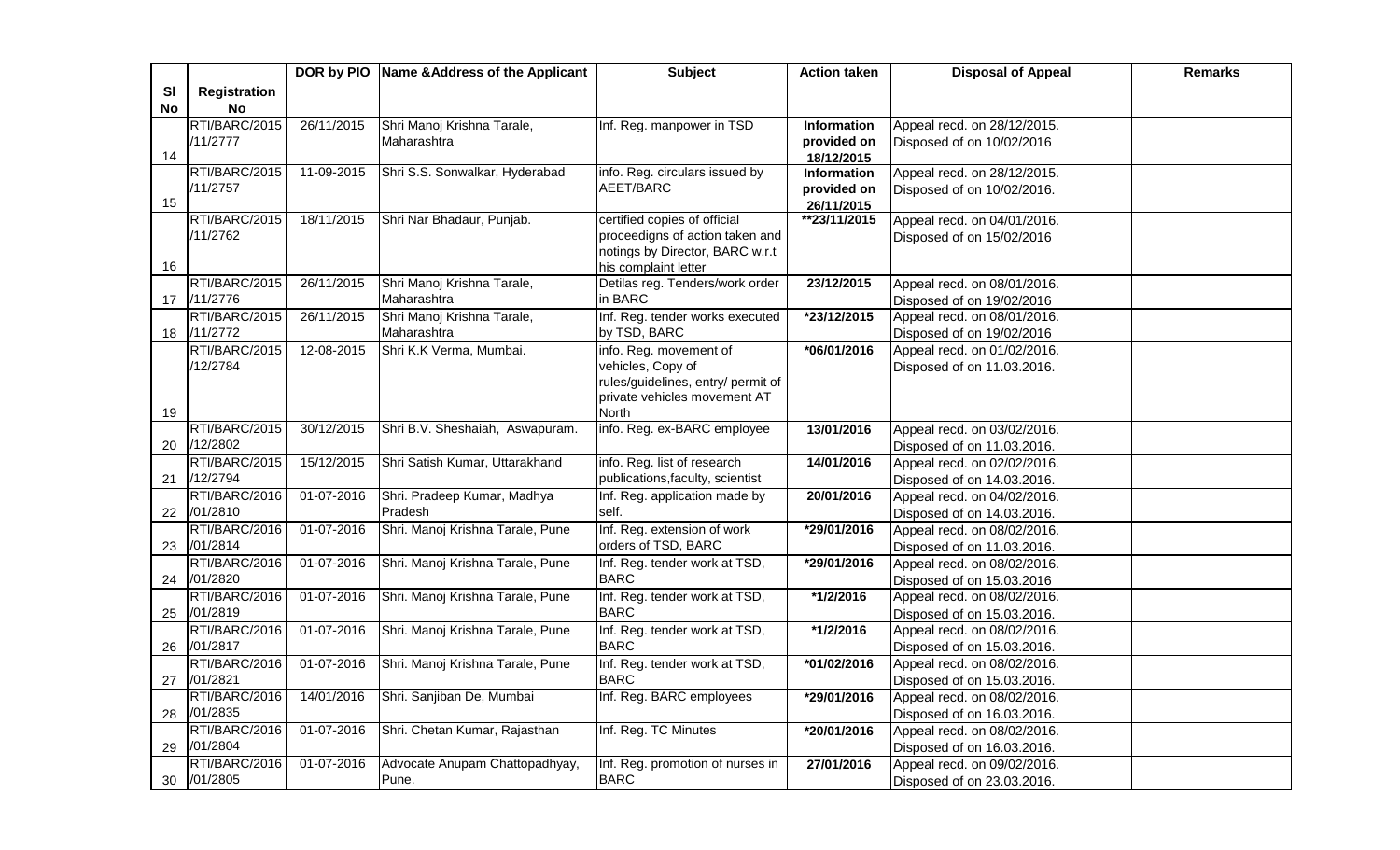| Sl No | Registration No | DOR by PIO | Name &Address of the Applicant | Subject | Action taken | Disposal of Appeal | Remarks |
|---|---|---|---|---|---|---|---|
| 14 | RTI/BARC/2015/11/2777 | 26/11/2015 | Shri Manoj Krishna Tarale, Maharashtra | Inf. Reg. manpower in TSD | **Information provided on 18/12/2015** | Appeal recd. on 28/12/2015. Disposed of on 10/02/2016 | |
| 15 | RTI/BARC/2015/11/2757 | 11-09-2015 | Shri S.S. Sonwalkar, Hyderabad | info. Reg. circulars issued by AEET/BARC | **Information provided on 26/11/2015** | Appeal recd. on 28/12/2015. Disposed of on 10/02/2016. | |
| 16 | RTI/BARC/2015/11/2762 | 18/11/2015 | Shri Nar Bhadaur, Punjab. | certified copies of official proceedigns of action taken and notings by Director, BARC w.r.t his complaint letter | **\*\*23/11/2015** | Appeal recd. on 04/01/2016. Disposed of on 15/02/2016 | |
| 17 | RTI/BARC/2015/11/2776 | 26/11/2015 | Shri Manoj Krishna Tarale, Maharashtra | Detilas reg. Tenders/work order in BARC | **23/12/2015** | Appeal recd. on 08/01/2016. Disposed of on 19/02/2016 | |
| 18 | RTI/BARC/2015/11/2772 | 26/11/2015 | Shri Manoj Krishna Tarale, Maharashtra | Inf. Reg. tender works executed by TSD, BARC | **\*23/12/2015** | Appeal recd. on 08/01/2016. Disposed of on 19/02/2016 | |
| 19 | RTI/BARC/2015/12/2784 | 12-08-2015 | Shri K.K Verma, Mumbai. | info. Reg. movement of vehicles, Copy of rules/guidelines, entry/ permit of private vehicles movement AT North | **\*06/01/2016** | Appeal recd. on 01/02/2016. Disposed of on 11.03.2016. | |
| 20 | RTI/BARC/2015/12/2802 | 30/12/2015 | Shri B.V. Sheshaiah, Aswapuram. | info. Reg. ex-BARC employee | **13/01/2016** | Appeal recd. on 03/02/2016. Disposed of on 11.03.2016. | |
| 21 | RTI/BARC/2015/12/2794 | 15/12/2015 | Shri Satish Kumar, Uttarakhand | info. Reg. list of research publications,faculty, scientist | **14/01/2016** | Appeal recd. on 02/02/2016. Disposed of on 14.03.2016. | |
| 22 | RTI/BARC/2016/01/2810 | 01-07-2016 | Shri. Pradeep Kumar, Madhya Pradesh | Inf. Reg. application made by self. | **20/01/2016** | Appeal recd. on 04/02/2016. Disposed of on 14.03.2016. | |
| 23 | RTI/BARC/2016/01/2814 | 01-07-2016 | Shri. Manoj Krishna Tarale, Pune | Inf. Reg. extension of work orders of TSD, BARC | **\*29/01/2016** | Appeal recd. on 08/02/2016. Disposed of on 11.03.2016. | |
| 24 | RTI/BARC/2016/01/2820 | 01-07-2016 | Shri. Manoj Krishna Tarale, Pune | Inf. Reg. tender work at TSD, BARC | **\*29/01/2016** | Appeal recd. on 08/02/2016. Disposed of on 15.03.2016 | |
| 25 | RTI/BARC/2016/01/2819 | 01-07-2016 | Shri. Manoj Krishna Tarale, Pune | Inf. Reg. tender work at TSD, BARC | **\*1/2/2016** | Appeal recd. on 08/02/2016. Disposed of on 15.03.2016. | |
| 26 | RTI/BARC/2016/01/2817 | 01-07-2016 | Shri. Manoj Krishna Tarale, Pune | Inf. Reg. tender work at TSD, BARC | **\*1/2/2016** | Appeal recd. on 08/02/2016. Disposed of on 15.03.2016. | |
| 27 | RTI/BARC/2016/01/2821 | 01-07-2016 | Shri. Manoj Krishna Tarale, Pune | Inf. Reg. tender work at TSD, BARC | **\*01/02/2016** | Appeal recd. on 08/02/2016. Disposed of on 15.03.2016. | |
| 28 | RTI/BARC/2016/01/2835 | 14/01/2016 | Shri. Sanjiban De, Mumbai | Inf. Reg. BARC employees | **\*29/01/2016** | Appeal recd. on 08/02/2016. Disposed of on 16.03.2016. | |
| 29 | RTI/BARC/2016/01/2804 | 01-07-2016 | Shri. Chetan Kumar, Rajasthan | Inf. Reg. TC Minutes | **\*20/01/2016** | Appeal recd. on 08/02/2016. Disposed of on 16.03.2016. | |
| 30 | RTI/BARC/2016/01/2805 | 01-07-2016 | Advocate Anupam Chattopadhyay, Pune. | Inf. Reg. promotion of nurses in BARC | **27/01/2016** | Appeal recd. on 09/02/2016. Disposed of on 23.03.2016. | |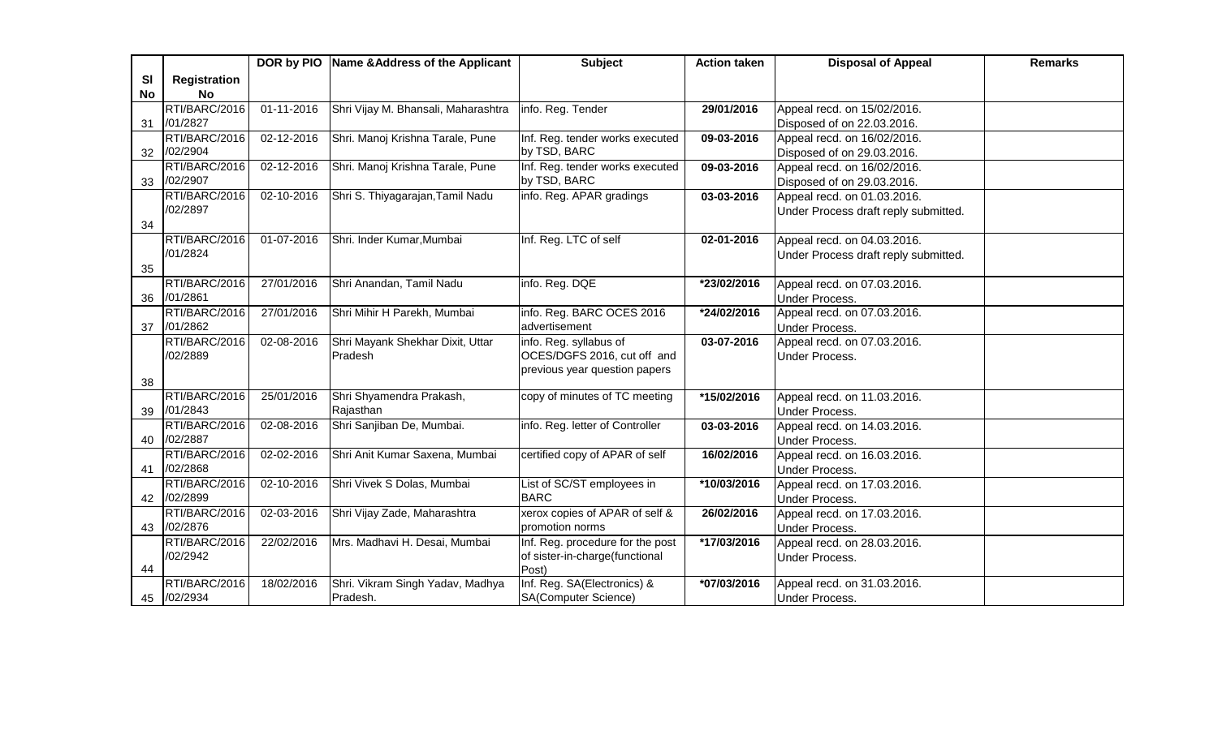| Sl No | Registration No | DOR by PIO | Name &Address of the Applicant | Subject | Action taken | Disposal of Appeal | Remarks |
|---|---|---|---|---|---|---|---|
| 31 | RTI/BARC/2016 /01/2827 | 01-11-2016 | Shri Vijay M. Bhansali, Maharashtra | info. Reg. Tender | 29/01/2016 | Appeal recd. on 15/02/2016. Disposed of on 22.03.2016. | |
| 32 | RTI/BARC/2016 /02/2904 | 02-12-2016 | Shri. Manoj Krishna Tarale, Pune | Inf. Reg. tender works executed by TSD, BARC | 09-03-2016 | Appeal recd. on 16/02/2016. Disposed of on 29.03.2016. | |
| 33 | RTI/BARC/2016 /02/2907 | 02-12-2016 | Shri. Manoj Krishna Tarale, Pune | Inf. Reg. tender works executed by TSD, BARC | 09-03-2016 | Appeal recd. on 16/02/2016. Disposed of on 29.03.2016. | |
| 34 | RTI/BARC/2016 /02/2897 | 02-10-2016 | Shri S. Thiyagarajan,Tamil Nadu | info. Reg. APAR gradings | 03-03-2016 | Appeal recd. on 01.03.2016. Under Process draft reply submitted. | |
| 35 | RTI/BARC/2016 /01/2824 | 01-07-2016 | Shri. Inder Kumar,Mumbai | Inf. Reg. LTC of self | 02-01-2016 | Appeal recd. on 04.03.2016. Under Process draft reply submitted. | |
| 36 | RTI/BARC/2016 /01/2861 | 27/01/2016 | Shri Anandan, Tamil Nadu | info. Reg. DQE | *23/02/2016 | Appeal recd. on 07.03.2016. Under Process. | |
| 37 | RTI/BARC/2016 /01/2862 | 27/01/2016 | Shri Mihir H Parekh, Mumbai | info. Reg. BARC OCES 2016 advertisement | *24/02/2016 | Appeal recd. on 07.03.2016. Under Process. | |
| 38 | RTI/BARC/2016 /02/2889 | 02-08-2016 | Shri Mayank Shekhar Dixit, Uttar Pradesh | info. Reg. syllabus of OCES/DGFS 2016, cut off and previous year question papers | 03-07-2016 | Appeal recd. on 07.03.2016. Under Process. | |
| 39 | RTI/BARC/2016 /01/2843 | 25/01/2016 | Shri Shyamendra Prakash, Rajasthan | copy of minutes of TC meeting | *15/02/2016 | Appeal recd. on 11.03.2016. Under Process. | |
| 40 | RTI/BARC/2016 /02/2887 | 02-08-2016 | Shri Sanjiban De, Mumbai. | info. Reg. letter of Controller | 03-03-2016 | Appeal recd. on 14.03.2016. Under Process. | |
| 41 | RTI/BARC/2016 /02/2868 | 02-02-2016 | Shri Anit Kumar Saxena, Mumbai | certified copy of APAR of self | 16/02/2016 | Appeal recd. on 16.03.2016. Under Process. | |
| 42 | RTI/BARC/2016 /02/2899 | 02-10-2016 | Shri Vivek S Dolas, Mumbai | List of SC/ST employees in BARC | *10/03/2016 | Appeal recd. on 17.03.2016. Under Process. | |
| 43 | RTI/BARC/2016 /02/2876 | 02-03-2016 | Shri Vijay Zade, Maharashtra | xerox copies of APAR of self & promotion norms | 26/02/2016 | Appeal recd. on 17.03.2016. Under Process. | |
| 44 | RTI/BARC/2016 /02/2942 | 22/02/2016 | Mrs. Madhavi H. Desai, Mumbai | Inf. Reg. procedure for the post of sister-in-charge(functional Post) | *17/03/2016 | Appeal recd. on 28.03.2016. Under Process. | |
| 45 | RTI/BARC/2016 /02/2934 | 18/02/2016 | Shri. Vikram Singh Yadav, Madhya Pradesh. | Inf. Reg. SA(Electronics) & SA(Computer Science) | *07/03/2016 | Appeal recd. on 31.03.2016. Under Process. | |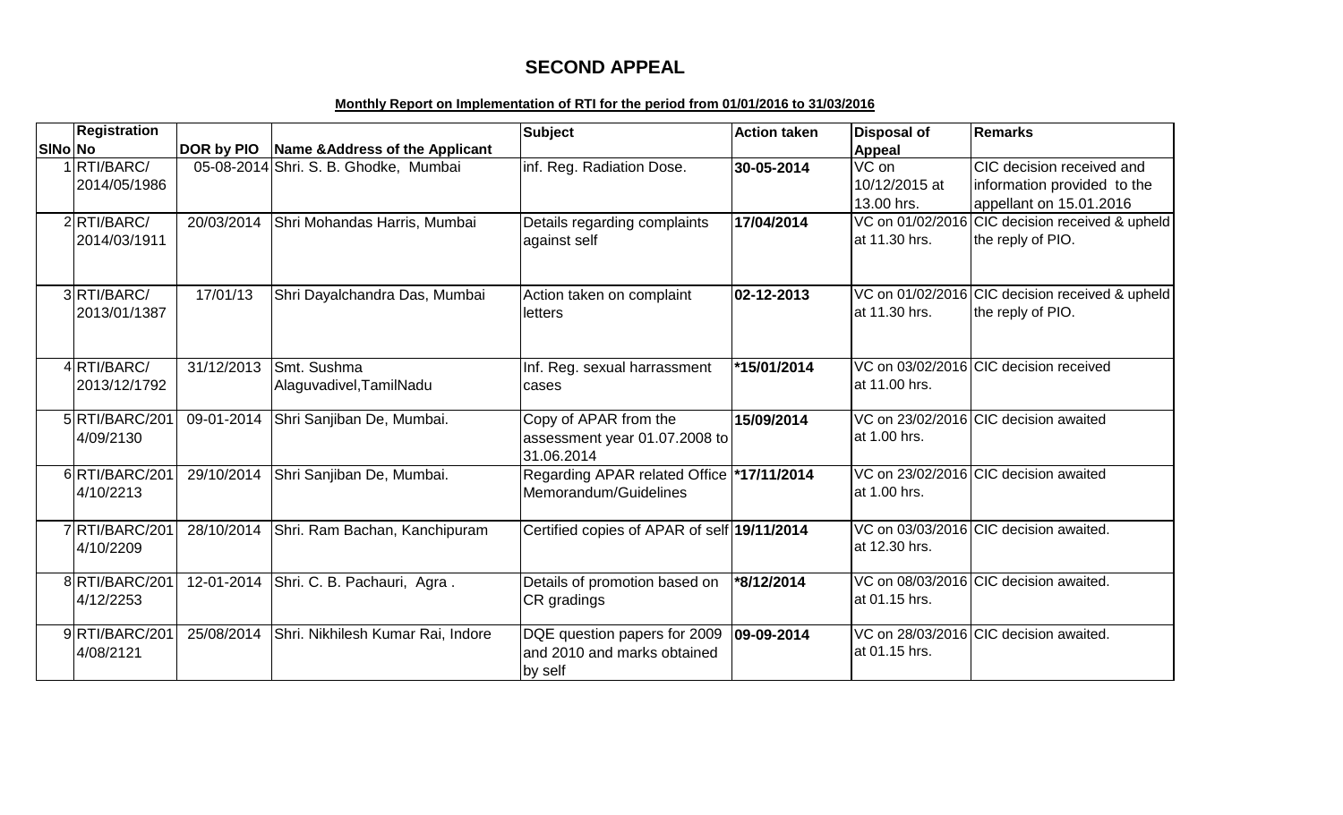## SECOND APPEAL

**Monthly Report on Implementation of RTI for the period from 01/01/2016 to 31/03/2016**

| SlNo | Registration No | DOR by PIO | Name &Address of the Applicant | Subject | Action taken | Disposal of Appeal | Remarks |
|---|---|---|---|---|---|---|---|
| 1 | RTI/BARC/ 2014/05/1986 | 05-08-2014 | Shri. S. B. Ghodke, Mumbai | inf. Reg. Radiation Dose. | **30-05-2014** | VC on 10/12/2015 at 13.00 hrs. | CIC decision received and information provided to the appellant on 15.01.2016 |
| 2 | RTI/BARC/ 2014/03/1911 | 20/03/2014 | Shri Mohandas Harris, Mumbai | Details regarding complaints against self | **17/04/2014** | VC on 01/02/2016 at 11.30 hrs. | CIC decision received & upheld the reply of PIO. |
| 3 | RTI/BARC/ 2013/01/1387 | 17/01/13 | Shri Dayalchandra Das, Mumbai | Action taken on complaint letters | **02-12-2013** | VC on 01/02/2016 at 11.30 hrs. | CIC decision received & upheld the reply of PIO. |
| 4 | RTI/BARC/ 2013/12/1792 | 31/12/2013 | Smt. Sushma Alaguvadivel,TamilNadu | Inf. Reg. sexual harrassment cases | ***15/01/2014** | VC on 03/02/2016 at 11.00 hrs. | CIC decision received |
| 5 | RTI/BARC/2014/09/2130 | 09-01-2014 | Shri Sanjiban De, Mumbai. | Copy of APAR from the assessment year 01.07.2008 to 31.06.2014 | **15/09/2014** | VC on 23/02/2016 at 1.00 hrs. | CIC decision awaited |
| 6 | RTI/BARC/2014/10/2213 | 29/10/2014 | Shri Sanjiban De, Mumbai. | Regarding APAR related Office Memorandum/Guidelines | ***17/11/2014** | VC on 23/02/2016 at 1.00 hrs. | CIC decision awaited |
| 7 | RTI/BARC/2014/10/2209 | 28/10/2014 | Shri. Ram Bachan, Kanchipuram | Certified copies of APAR of self | **19/11/2014** | VC on 03/03/2016 at 12.30 hrs. | CIC decision awaited. |
| 8 | RTI/BARC/2014/12/2253 | 12-01-2014 | Shri. C. B. Pachauri, Agra . | Details of promotion based on CR gradings | ***8/12/2014** | VC on 08/03/2016 at 01.15 hrs. | CIC decision awaited. |
| 9 | RTI/BARC/2014/08/2121 | 25/08/2014 | Shri. Nikhilesh Kumar Rai, Indore | DQE question papers for 2009 and 2010 and marks obtained by self | **09-09-2014** | VC on 28/03/2016 at 01.15 hrs. | CIC decision awaited. |